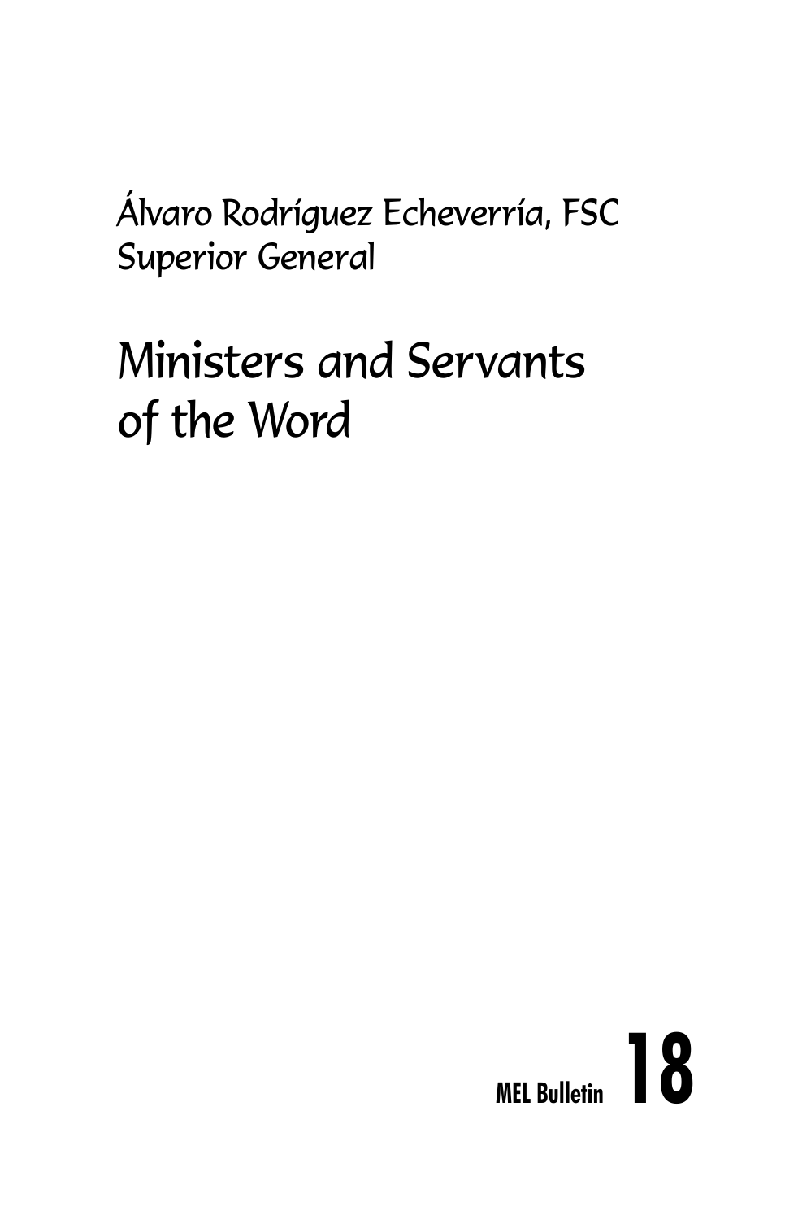Álvaro Rodríguez Echeverría, FSC
Superior General

# Ministers and Servants of the Word

**MEL Bulletin 18**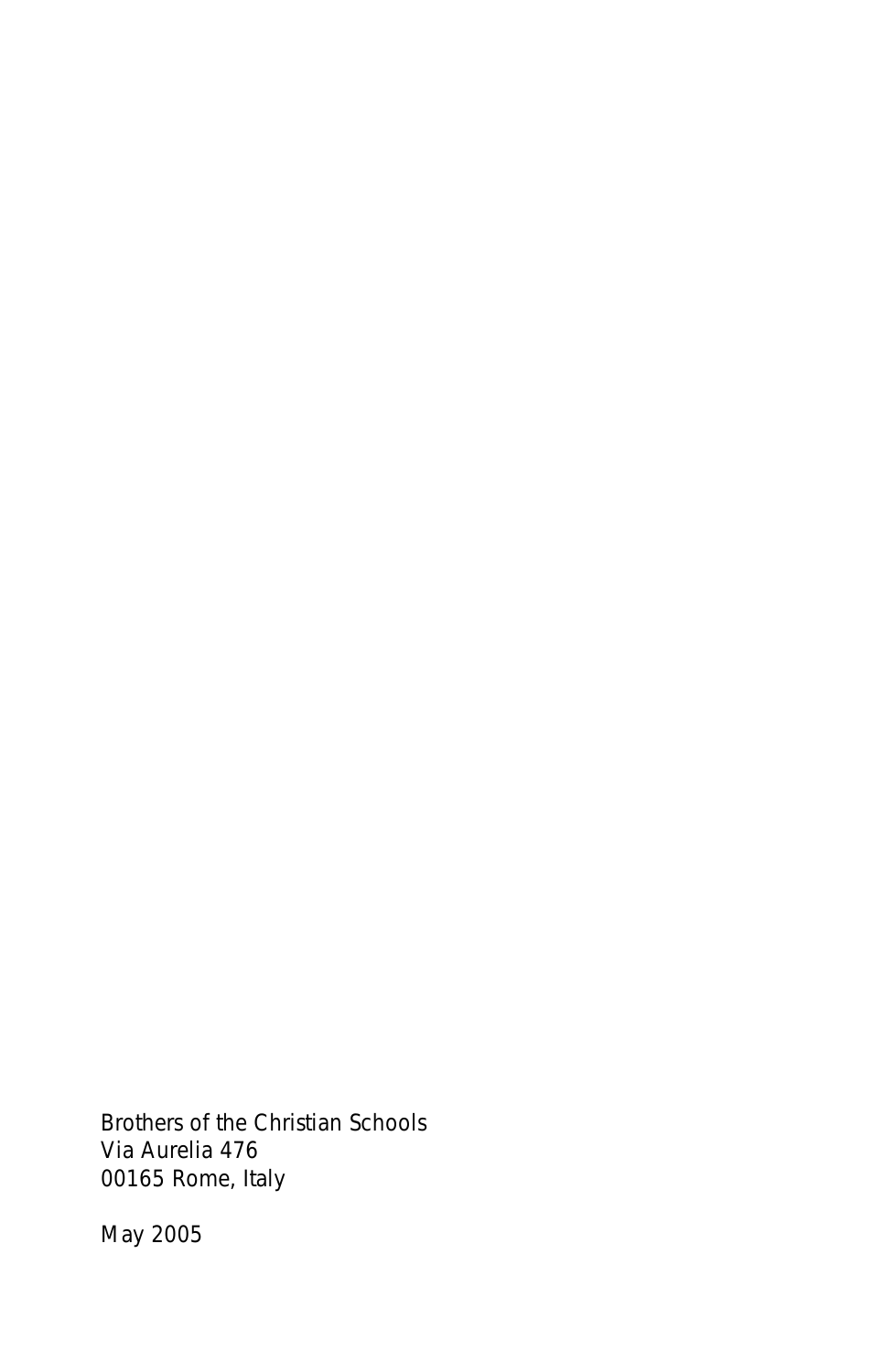Brothers of the Christian Schools
Via Aurelia 476
00165 Rome, Italy

May 2005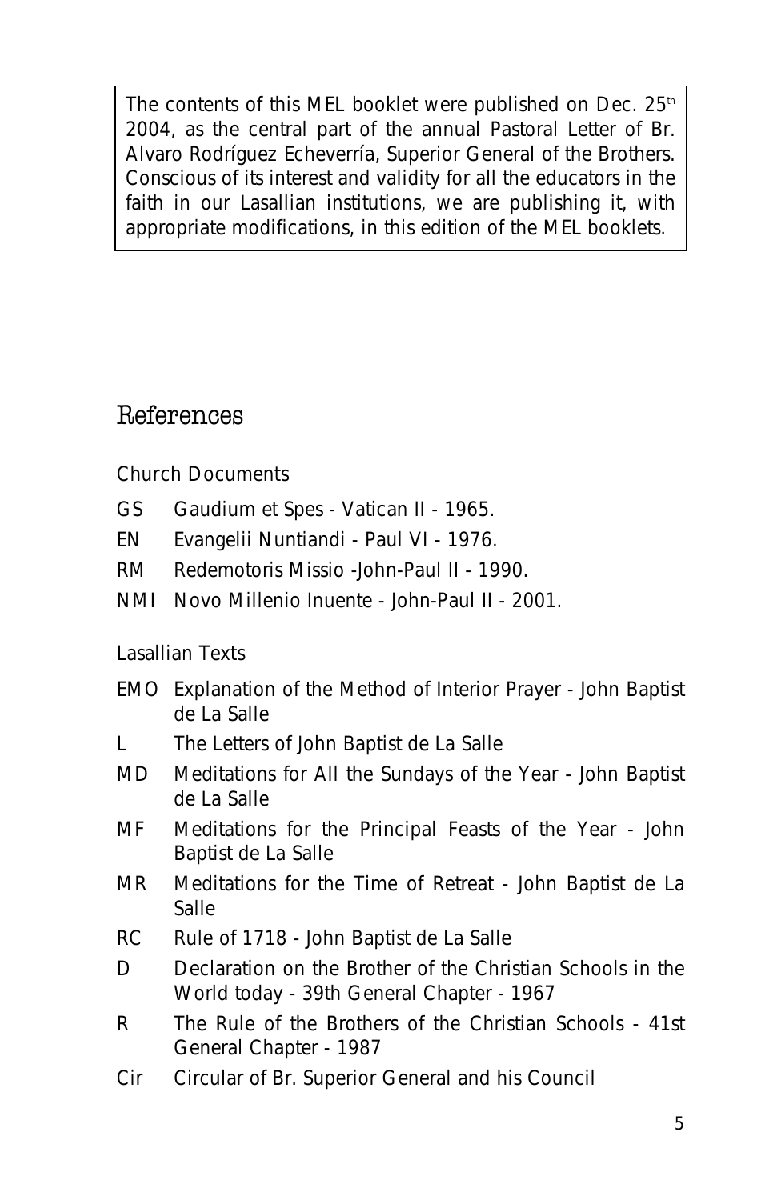The contents of this MEL booklet were published on Dec. 25th 2004, as the central part of the annual Pastoral Letter of Br. Alvaro Rodríguez Echeverría, Superior General of the Brothers. Conscious of its interest and validity for all the educators in the faith in our Lasallian institutions, we are publishing it, with appropriate modifications, in this edition of the MEL booklets.

## References

Church Documents

- GS Gaudium et Spes - Vatican II - 1965.
- EN Evangelii Nuntiandi - Paul VI - 1976.
- RM Redemotoris Missio -John-Paul II - 1990.
- NMI Novo Millenio Inuente - John-Paul II - 2001.

Lasallian Texts

- EMO Explanation of the Method of Interior Prayer - John Baptist de La Salle
- L The Letters of John Baptist de La Salle
- MD Meditations for All the Sundays of the Year - John Baptist de La Salle
- MF Meditations for the Principal Feasts of the Year - John Baptist de La Salle
- MR Meditations for the Time of Retreat - John Baptist de La Salle
- RC Rule of 1718 - John Baptist de La Salle
- D Declaration on the Brother of the Christian Schools in the World today - 39th General Chapter - 1967
- R The Rule of the Brothers of the Christian Schools - 41st General Chapter - 1987
- Cir Circular of Br. Superior General and his Council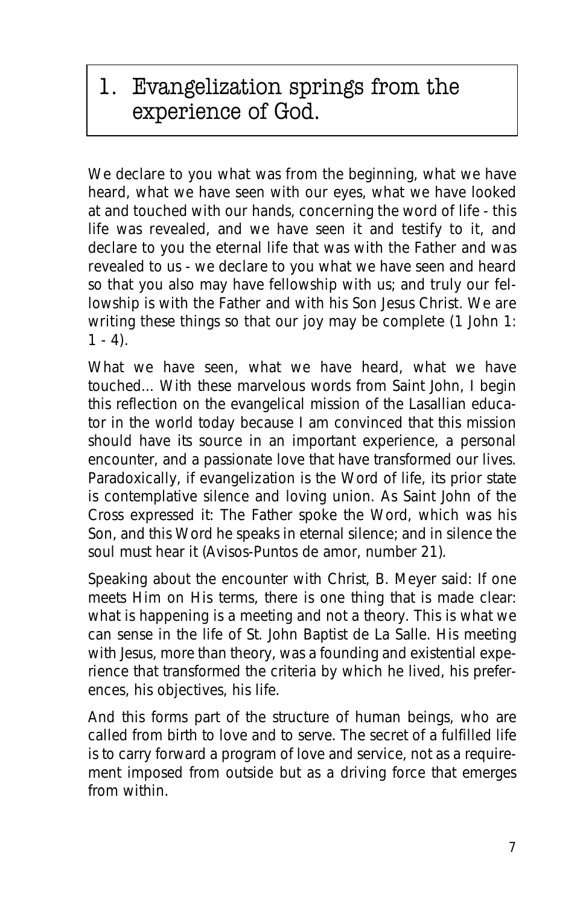# 1. Evangelization springs from the experience of God.

We declare to you what was from the beginning, what we have heard, what we have seen with our eyes, what we have looked at and touched with our hands, concerning the word of life - this life was revealed, and we have seen it and testify to it, and declare to you the eternal life that was with the Father and was revealed to us - we declare to you what we have seen and heard so that you also may have fellowship with us; and truly our fellowship is with the Father and with his Son Jesus Christ. We are writing these things so that our joy may be complete (1 John 1: 1 - 4).

What we have seen, what we have heard, what we have touched... With these marvelous words from Saint John, I begin this reflection on the evangelical mission of the Lasallian educator in the world today because I am convinced that this mission should have its source in an important experience, a personal encounter, and a passionate love that have transformed our lives. Paradoxically, if evangelization is the Word of life, its prior state is contemplative silence and loving union. As Saint John of the Cross expressed it: The Father spoke the Word, which was his Son, and this Word he speaks in eternal silence; and in silence the soul must hear it (Avisos-Puntos de amor, number 21).

Speaking about the encounter with Christ, B. Meyer said: If one meets Him on His terms, there is one thing that is made clear: what is happening is a meeting and not a theory. This is what we can sense in the life of St. John Baptist de La Salle. His meeting with Jesus, more than theory, was a founding and existential experience that transformed the criteria by which he lived, his preferences, his objectives, his life.

And this forms part of the structure of human beings, who are called from birth to love and to serve. The secret of a fulfilled life is to carry forward a program of love and service, not as a requirement imposed from outside but as a driving force that emerges from within.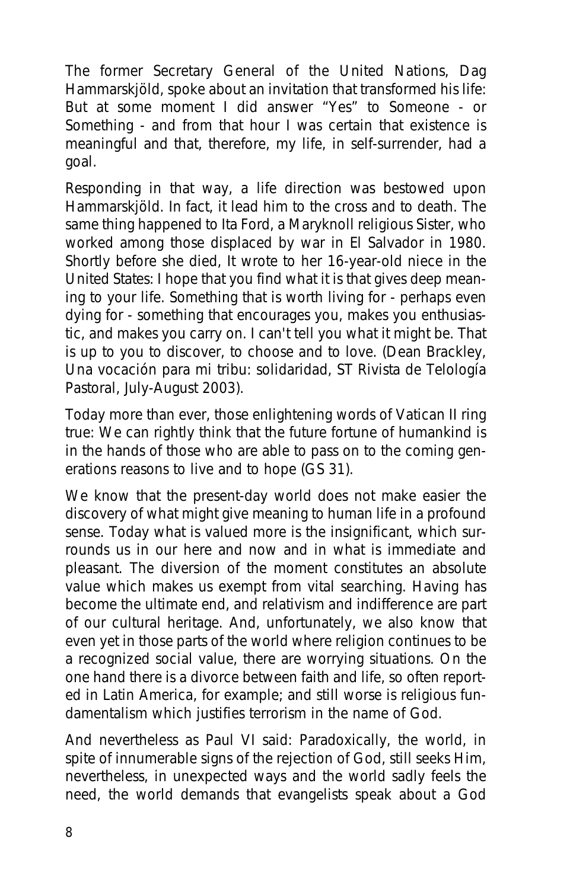The former Secretary General of the United Nations, Dag Hammarskjöld, spoke about an invitation that transformed his life: But at some moment I did answer "Yes" to Someone - or Something - and from that hour I was certain that existence is meaningful and that, therefore, my life, in self-surrender, had a goal.

Responding in that way, a life direction was bestowed upon Hammarskjöld. In fact, it lead him to the cross and to death. The same thing happened to Ita Ford, a Maryknoll religious Sister, who worked among those displaced by war in El Salvador in 1980. Shortly before she died, It wrote to her 16-year-old niece in the United States: I hope that you find what it is that gives deep meaning to your life. Something that is worth living for - perhaps even dying for - something that encourages you, makes you enthusiastic, and makes you carry on. I can't tell you what it might be. That is up to you to discover, to choose and to love. (Dean Brackley, Una vocación para mi tribu: solidaridad, ST Rivista de Telología Pastoral, July-August 2003).

Today more than ever, those enlightening words of Vatican II ring true: We can rightly think that the future fortune of humankind is in the hands of those who are able to pass on to the coming generations reasons to live and to hope (GS 31).

We know that the present-day world does not make easier the discovery of what might give meaning to human life in a profound sense. Today what is valued more is the insignificant, which surrounds us in our here and now and in what is immediate and pleasant. The diversion of the moment constitutes an absolute value which makes us exempt from vital searching. Having has become the ultimate end, and relativism and indifference are part of our cultural heritage. And, unfortunately, we also know that even yet in those parts of the world where religion continues to be a recognized social value, there are worrying situations. On the one hand there is a divorce between faith and life, so often reported in Latin America, for example; and still worse is religious fundamentalism which justifies terrorism in the name of God.

And nevertheless as Paul VI said: Paradoxically, the world, in spite of innumerable signs of the rejection of God, still seeks Him, nevertheless, in unexpected ways and the world sadly feels the need, the world demands that evangelists speak about a God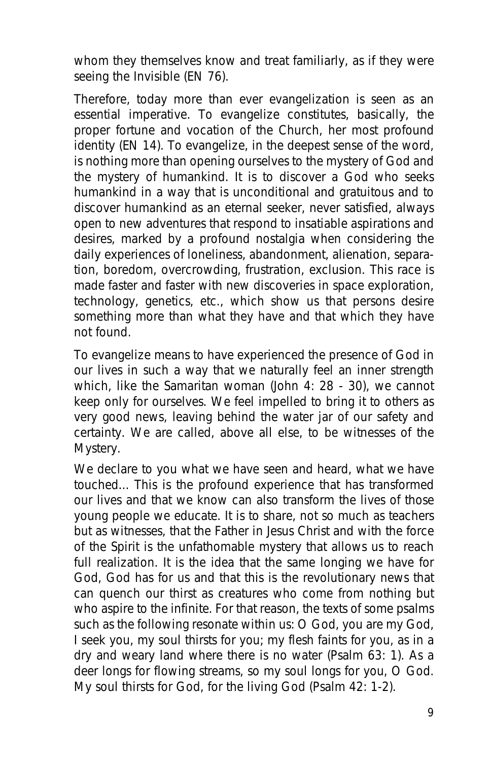whom they themselves know and treat familiarly, as if they were seeing the Invisible (EN 76).

Therefore, today more than ever evangelization is seen as an essential imperative. To evangelize constitutes, basically, the proper fortune and vocation of the Church, her most profound identity (EN 14). To evangelize, in the deepest sense of the word, is nothing more than opening ourselves to the mystery of God and the mystery of humankind. It is to discover a God who seeks humankind in a way that is unconditional and gratuitous and to discover humankind as an eternal seeker, never satisfied, always open to new adventures that respond to insatiable aspirations and desires, marked by a profound nostalgia when considering the daily experiences of loneliness, abandonment, alienation, separation, boredom, overcrowding, frustration, exclusion. This race is made faster and faster with new discoveries in space exploration, technology, genetics, etc., which show us that persons desire something more than what they have and that which they have not found.

To evangelize means to have experienced the presence of God in our lives in such a way that we naturally feel an inner strength which, like the Samaritan woman (John 4: 28 - 30), we cannot keep only for ourselves. We feel impelled to bring it to others as very good news, leaving behind the water jar of our safety and certainty. We are called, above all else, to be witnesses of the Mystery.

We declare to you what we have seen and heard, what we have touched... This is the profound experience that has transformed our lives and that we know can also transform the lives of those young people we educate. It is to share, not so much as teachers but as witnesses, that the Father in Jesus Christ and with the force of the Spirit is the unfathomable mystery that allows us to reach full realization. It is the idea that the same longing we have for God, God has for us and that this is the revolutionary news that can quench our thirst as creatures who come from nothing but who aspire to the infinite. For that reason, the texts of some psalms such as the following resonate within us: O God, you are my God, I seek you, my soul thirsts for you; my flesh faints for you, as in a dry and weary land where there is no water (Psalm 63: 1). As a deer longs for flowing streams, so my soul longs for you, O God. My soul thirsts for God, for the living God (Psalm 42: 1-2).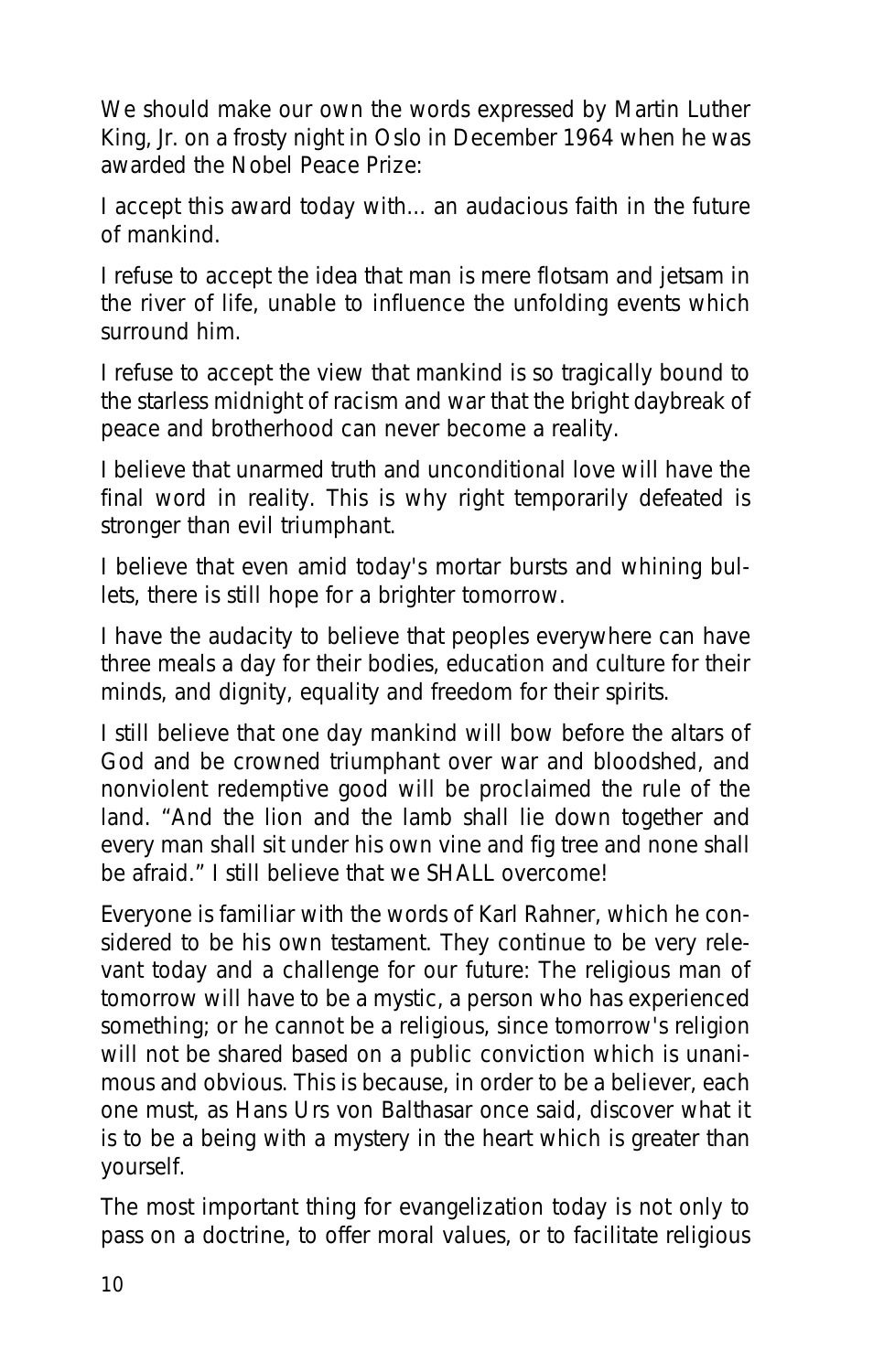We should make our own the words expressed by Martin Luther King, Jr. on a frosty night in Oslo in December 1964 when he was awarded the Nobel Peace Prize:

I accept this award today with... an audacious faith in the future of mankind.

I refuse to accept the idea that man is mere flotsam and jetsam in the river of life, unable to influence the unfolding events which surround him.

I refuse to accept the view that mankind is so tragically bound to the starless midnight of racism and war that the bright daybreak of peace and brotherhood can never become a reality.

I believe that unarmed truth and unconditional love will have the final word in reality. This is why right temporarily defeated is stronger than evil triumphant.

I believe that even amid today's mortar bursts and whining bullets, there is still hope for a brighter tomorrow.

I have the audacity to believe that peoples everywhere can have three meals a day for their bodies, education and culture for their minds, and dignity, equality and freedom for their spirits.

I still believe that one day mankind will bow before the altars of God and be crowned triumphant over war and bloodshed, and nonviolent redemptive good will be proclaimed the rule of the land. "And the lion and the lamb shall lie down together and every man shall sit under his own vine and fig tree and none shall be afraid." I still believe that we SHALL overcome!

Everyone is familiar with the words of Karl Rahner, which he considered to be his own testament. They continue to be very relevant today and a challenge for our future: The religious man of tomorrow will have to be a mystic, a person who has experienced something; or he cannot be a religious, since tomorrow's religion will not be shared based on a public conviction which is unanimous and obvious. This is because, in order to be a believer, each one must, as Hans Urs von Balthasar once said, discover what it is to be a being with a mystery in the heart which is greater than yourself.

The most important thing for evangelization today is not only to pass on a doctrine, to offer moral values, or to facilitate religious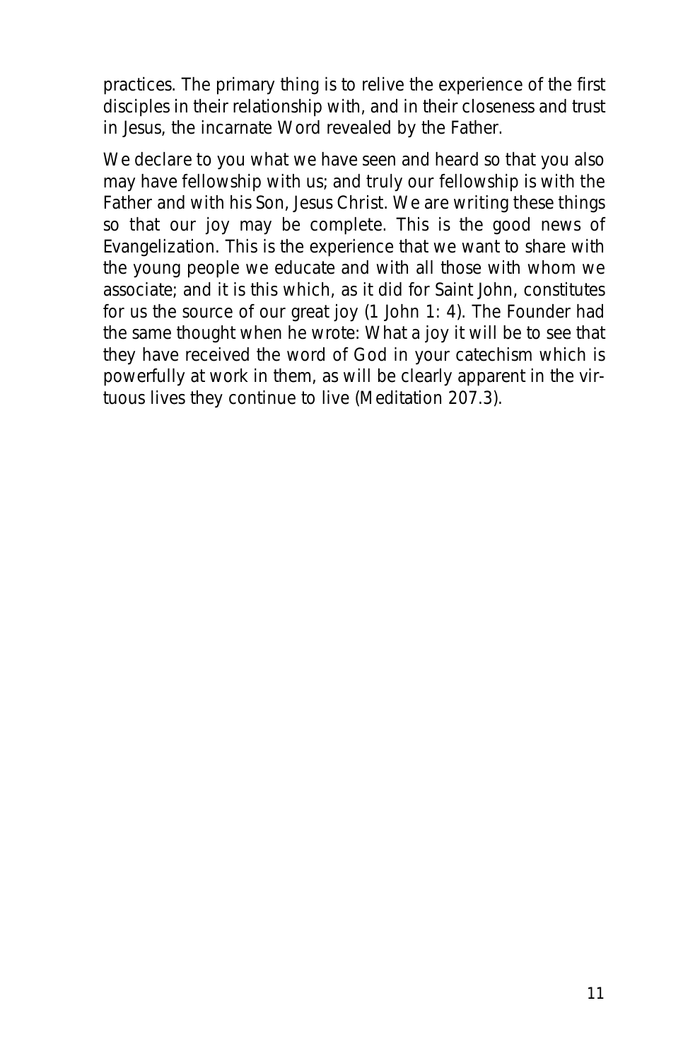practices. The primary thing is to relive the experience of the first disciples in their relationship with, and in their closeness and trust in Jesus, the incarnate Word revealed by the Father.

We declare to you what we have seen and heard so that you also may have fellowship with us; and truly our fellowship is with the Father and with his Son, Jesus Christ. We are writing these things so that our joy may be complete. This is the good news of Evangelization. This is the experience that we want to share with the young people we educate and with all those with whom we associate; and it is this which, as it did for Saint John, constitutes for us the source of our great joy (1 John 1: 4). The Founder had the same thought when he wrote: What a joy it will be to see that they have received the word of God in your catechism which is powerfully at work in them, as will be clearly apparent in the virtuous lives they continue to live (Meditation 207.3).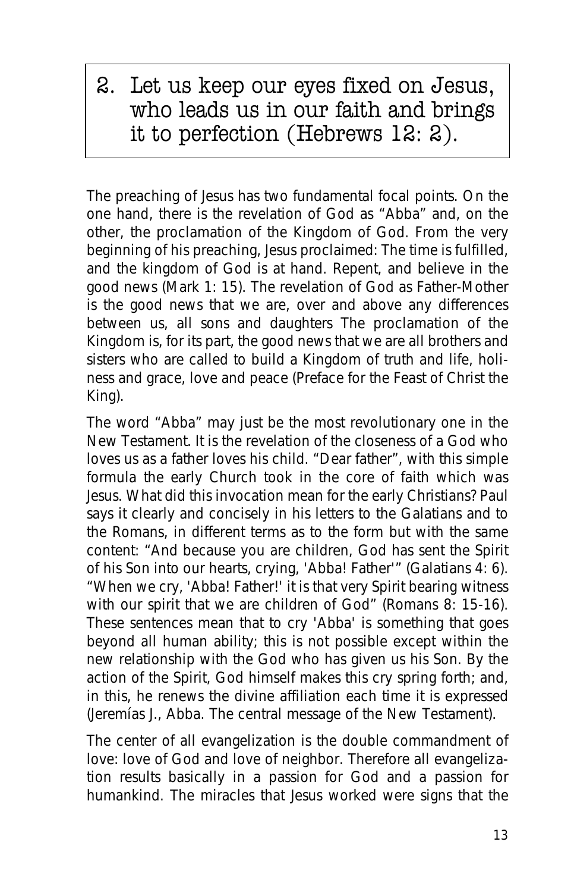## 2. Let us keep our eyes fixed on Jesus, who leads us in our faith and brings it to perfection (Hebrews 12: 2).

The preaching of Jesus has two fundamental focal points. On the one hand, there is the revelation of God as "Abba" and, on the other, the proclamation of the Kingdom of God. From the very beginning of his preaching, Jesus proclaimed: The time is fulfilled, and the kingdom of God is at hand. Repent, and believe in the good news (Mark 1: 15). The revelation of God as Father-Mother is the good news that we are, over and above any differences between us, all sons and daughters The proclamation of the Kingdom is, for its part, the good news that we are all brothers and sisters who are called to build a Kingdom of truth and life, holiness and grace, love and peace (Preface for the Feast of Christ the King).

The word "Abba" may just be the most revolutionary one in the New Testament. It is the revelation of the closeness of a God who loves us as a father loves his child. "Dear father", with this simple formula the early Church took in the core of faith which was Jesus. What did this invocation mean for the early Christians? Paul says it clearly and concisely in his letters to the Galatians and to the Romans, in different terms as to the form but with the same content: "And because you are children, God has sent the Spirit of his Son into our hearts, crying, 'Abba! Father'" (Galatians 4: 6). "When we cry, 'Abba! Father!' it is that very Spirit bearing witness with our spirit that we are children of God" (Romans 8: 15-16). These sentences mean that to cry 'Abba' is something that goes beyond all human ability; this is not possible except within the new relationship with the God who has given us his Son. By the action of the Spirit, God himself makes this cry spring forth; and, in this, he renews the divine affiliation each time it is expressed (Jeremías J., Abba. The central message of the New Testament).

The center of all evangelization is the double commandment of love: love of God and love of neighbor. Therefore all evangelization results basically in a passion for God and a passion for humankind. The miracles that Jesus worked were signs that the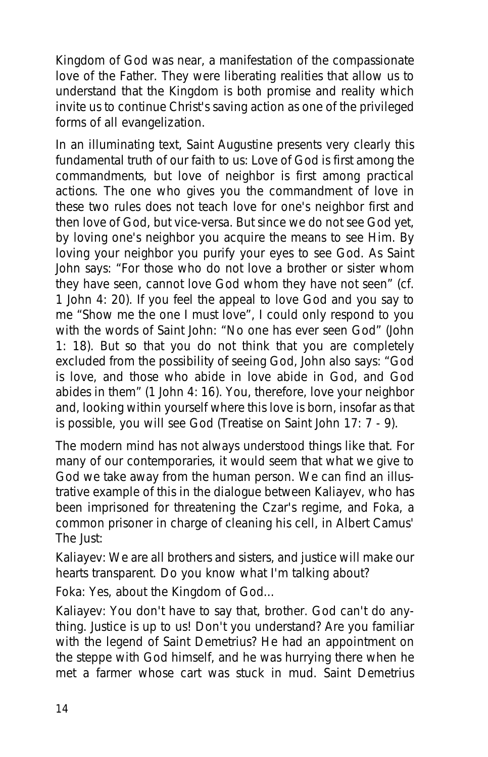Kingdom of God was near, a manifestation of the compassionate love of the Father. They were liberating realities that allow us to understand that the Kingdom is both promise and reality which invite us to continue Christ's saving action as one of the privileged forms of all evangelization.

In an illuminating text, Saint Augustine presents very clearly this fundamental truth of our faith to us: Love of God is first among the commandments, but love of neighbor is first among practical actions. The one who gives you the commandment of love in these two rules does not teach love for one's neighbor first and then love of God, but vice-versa. But since we do not see God yet, by loving one's neighbor you acquire the means to see Him. By loving your neighbor you purify your eyes to see God. As Saint John says: "For those who do not love a brother or sister whom they have seen, cannot love God whom they have not seen" (cf. 1 John 4: 20). If you feel the appeal to love God and you say to me "Show me the one I must love", I could only respond to you with the words of Saint John: "No one has ever seen God" (John 1: 18). But so that you do not think that you are completely excluded from the possibility of seeing God, John also says: "God is love, and those who abide in love abide in God, and God abides in them" (1 John 4: 16). You, therefore, love your neighbor and, looking within yourself where this love is born, insofar as that is possible, you will see God (*Treatise on Saint John* 17: 7 - 9).

The modern mind has not always understood things like that. For many of our contemporaries, it would seem that what we give to God we take away from the human person. We can find an illustrative example of this in the dialogue between Kaliayev, who has been imprisoned for threatening the Czar's regime, and Foka, a common prisoner in charge of cleaning his cell, in Albert Camus' *The Just*:

*Kaliayev: We are all brothers and sisters, and justice will make our hearts transparent. Do you know what I'm talking about?*

*Foka: Yes, about the Kingdom of God…*

*Kaliayev: You don't have to say that, brother. God can't do anything. Justice is up to us! Don't you understand? Are you familiar with the legend of Saint Demetrius? He had an appointment on the steppe with God himself, and he was hurrying there when he met a farmer whose cart was stuck in mud. Saint Demetrius*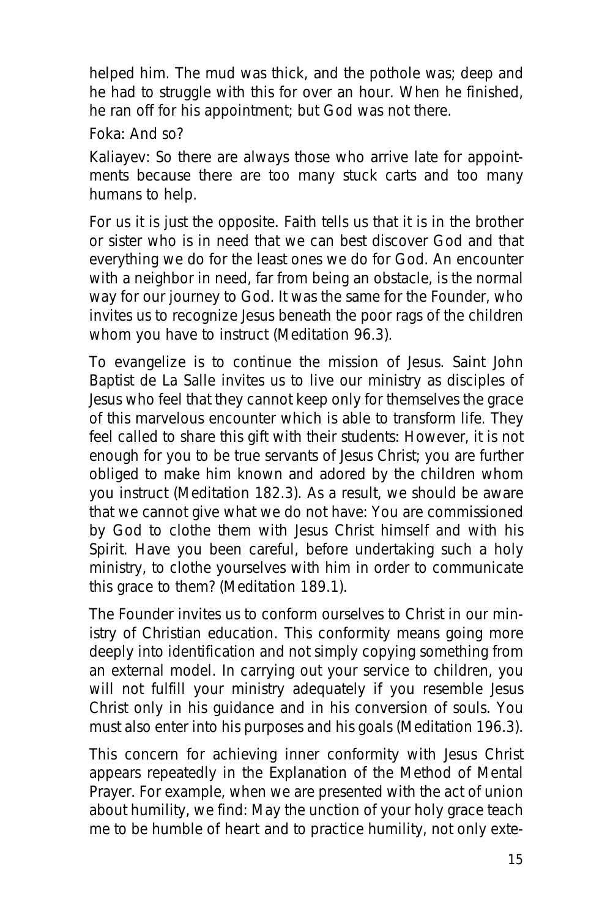helped him. The mud was thick, and the pothole was; deep and he had to struggle with this for over an hour. When he finished, he ran off for his appointment; but God was not there.

Foka: And so?

Kaliayev: So there are always those who arrive late for appointments because there are too many stuck carts and too many humans to help.

For us it is just the opposite. Faith tells us that it is in the brother or sister who is in need that we can best discover God and that everything we do for the least ones we do for God. An encounter with a neighbor in need, far from being an obstacle, is the normal way for our journey to God. It was the same for the Founder, who invites us to recognize Jesus beneath the poor rags of the children whom you have to instruct (Meditation 96.3).

To evangelize is to continue the mission of Jesus. Saint John Baptist de La Salle invites us to live our ministry as disciples of Jesus who feel that they cannot keep only for themselves the grace of this marvelous encounter which is able to transform life. They feel called to share this gift with their students: However, it is not enough for you to be true servants of Jesus Christ; you are further obliged to make him known and adored by the children whom you instruct (Meditation 182.3). As a result, we should be aware that we cannot give what we do not have: You are commissioned by God to clothe them with Jesus Christ himself and with his Spirit. Have you been careful, before undertaking such a holy ministry, to clothe yourselves with him in order to communicate this grace to them? (Meditation 189.1).

The Founder invites us to conform ourselves to Christ in our ministry of Christian education. This conformity means going more deeply into identification and not simply copying something from an external model. In carrying out your service to children, you will not fulfill your ministry adequately if you resemble Jesus Christ only in his guidance and in his conversion of souls. You must also enter into his purposes and his goals (Meditation 196.3).

This concern for achieving inner conformity with Jesus Christ appears repeatedly in the Explanation of the Method of Mental Prayer. For example, when we are presented with the act of union about humility, we find: May the unction of your holy grace teach me to be humble of heart and to practice humility, not only exte-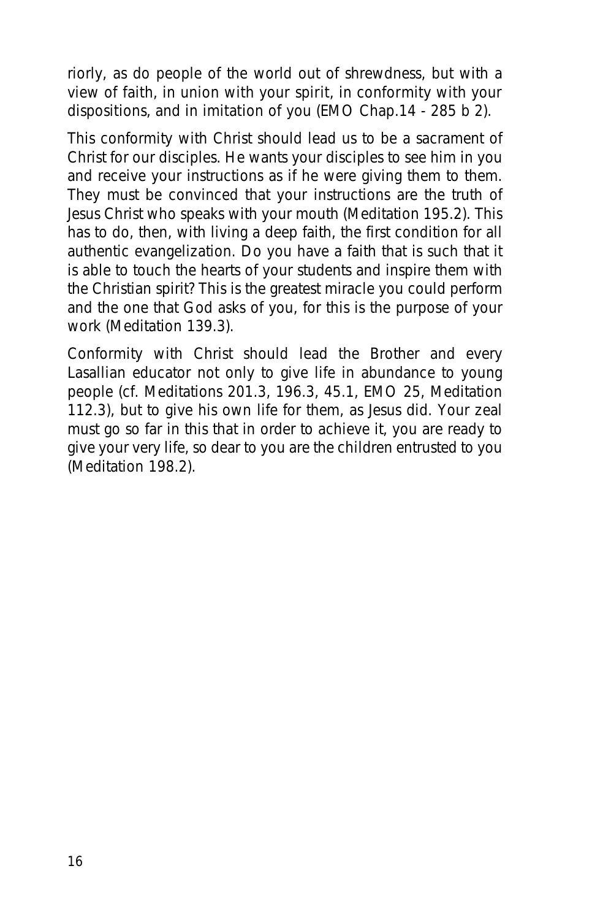riorly, as do people of the world out of shrewdness, but with a view of faith, in union with your spirit, in conformity with your dispositions, and in imitation of you (EMO Chap.14 - 285 b 2).

This conformity with Christ should lead us to be a sacrament of Christ for our disciples. He wants your disciples to see him in you and receive your instructions as if he were giving them to them. They must be convinced that your instructions are the truth of Jesus Christ who speaks with your mouth (Meditation 195.2). This has to do, then, with living a deep faith, the first condition for all authentic evangelization. Do you have a faith that is such that it is able to touch the hearts of your students and inspire them with the Christian spirit? This is the greatest miracle you could perform and the one that God asks of you, for this is the purpose of your work (Meditation 139.3).

Conformity with Christ should lead the Brother and every Lasallian educator not only to give life in abundance to young people (cf. Meditations 201.3, 196.3, 45.1, EMO 25, Meditation 112.3), but to give his own life for them, as Jesus did. Your zeal must go so far in this that in order to achieve it, you are ready to give your very life, so dear to you are the children entrusted to you (Meditation 198.2).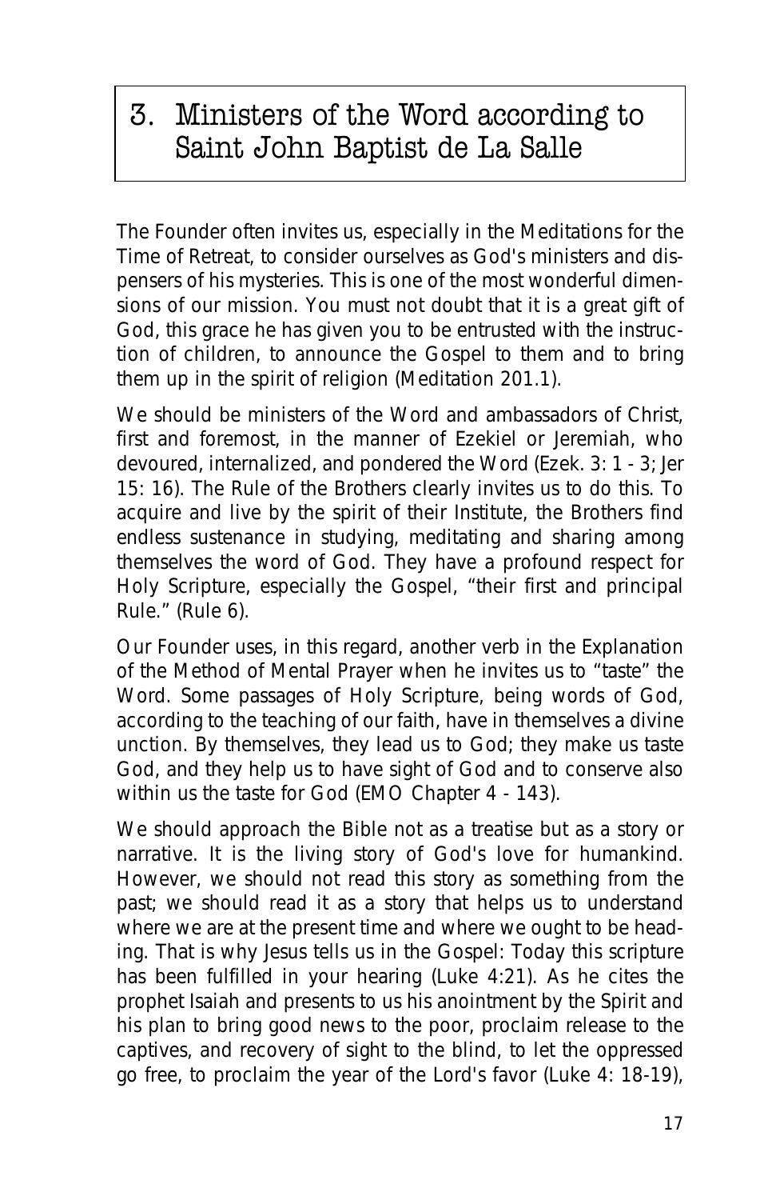# 3. Ministers of the Word according to Saint John Baptist de La Salle

The Founder often invites us, especially in the Meditations for the Time of Retreat, to consider ourselves as God's ministers and dispensers of his mysteries. This is one of the most wonderful dimensions of our mission. You must not doubt that it is a great gift of God, this grace he has given you to be entrusted with the instruction of children, to announce the Gospel to them and to bring them up in the spirit of religion (Meditation 201.1).

We should be ministers of the Word and ambassadors of Christ, first and foremost, in the manner of Ezekiel or Jeremiah, who devoured, internalized, and pondered the Word (Ezek. 3: 1 - 3; Jer 15: 16). The Rule of the Brothers clearly invites us to do this. To acquire and live by the spirit of their Institute, the Brothers find endless sustenance in studying, meditating and sharing among themselves the word of God. They have a profound respect for Holy Scripture, especially the Gospel, "their first and principal Rule." (Rule 6).

Our Founder uses, in this regard, another verb in the Explanation of the Method of Mental Prayer when he invites us to "taste" the Word. Some passages of Holy Scripture, being words of God, according to the teaching of our faith, have in themselves a divine unction. By themselves, they lead us to God; they make us taste God, and they help us to have sight of God and to conserve also within us the taste for God (EMO Chapter 4 - 143).

We should approach the Bible not as a treatise but as a story or narrative. It is the living story of God's love for humankind. However, we should not read this story as something from the past; we should read it as a story that helps us to understand where we are at the present time and where we ought to be heading. That is why Jesus tells us in the Gospel: Today this scripture has been fulfilled in your hearing (Luke 4:21). As he cites the prophet Isaiah and presents to us his anointment by the Spirit and his plan to bring good news to the poor, proclaim release to the captives, and recovery of sight to the blind, to let the oppressed go free, to proclaim the year of the Lord's favor (Luke 4: 18-19),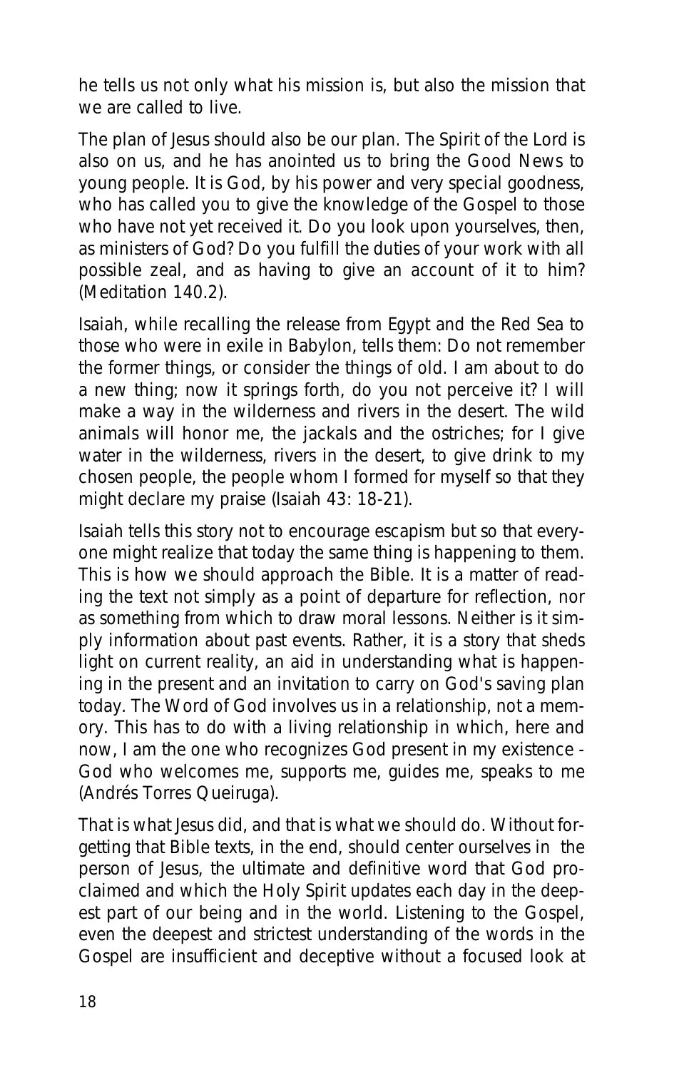he tells us not only what his mission is, but also the mission that we are called to live.

The plan of Jesus should also be our plan. The Spirit of the Lord is also on us, and he has anointed us to bring the Good News to young people. *It is God, by his power and very special goodness, who has called you to give the knowledge of the Gospel to those who have not yet received it. Do you look upon yourselves, then, as ministers of God? Do you fulfill the duties of your work with all possible zeal, and as having to give an account of it to him?* (Meditation 140.2).

Isaiah, while recalling the release from Egypt and the Red Sea to those who were in exile in Babylon, tells them: *Do not remember the former things, or consider the things of old. I am about to do a new thing; now it springs forth, do you not perceive it? I will make a way in the wilderness and rivers in the desert. The wild animals will honor me, the jackals and the ostriches; for I give water in the wilderness, rivers in the desert, to give drink to my chosen people, the people whom I formed for myself so that they might declare my praise* (Isaiah 43: 18-21).

Isaiah tells this story not to encourage escapism but so that everyone might realize that today the same thing is happening to them. This is how we should approach the Bible. *It is a matter of reading the text not simply as a point of departure for reflection, nor as something from which to draw moral lessons. Neither is it simply information about past events. Rather, it is a story that sheds light on current reality, an aid in understanding what is happening in the present and an invitation to carry on God's saving plan today. The Word of God involves us in a relationship, not a memory. This has to do with a living relationship in which, here and now, I am the one who recognizes God present in my existence - God who welcomes me, supports me, guides me, speaks to me* (Andrés Torres Queiruga).

That is what Jesus did, and that is what we should do. Without forgetting that Bible texts, in the end, should center ourselves in the person of Jesus, the ultimate and definitive word that God proclaimed and which the Holy Spirit updates each day in the deepest part of our being and in the world. *Listening to the Gospel, even the deepest and strictest understanding of the words in the Gospel are insufficient and deceptive without a focused look at*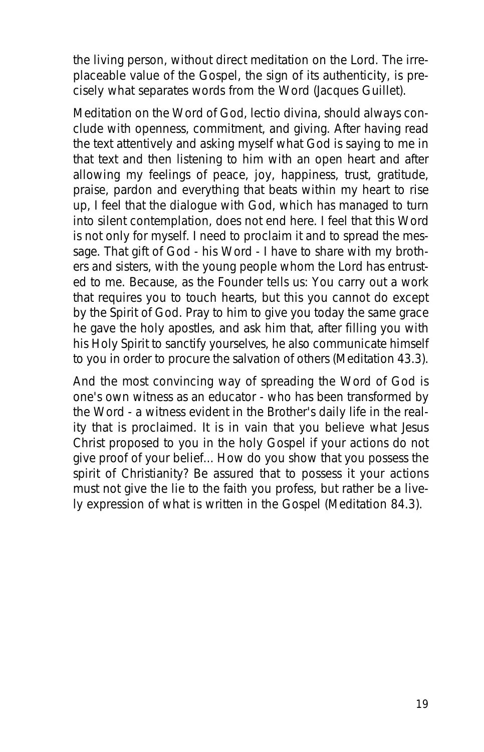the living person, without direct meditation on the Lord. The irreplaceable value of the Gospel, the sign of its authenticity, is precisely what separates words from the Word (Jacques Guillet).

Meditation on the Word of God, lectio divina, should always conclude with openness, commitment, and giving. After having read the text attentively and asking myself what God is saying to me in that text and then listening to him with an open heart and after allowing my feelings of peace, joy, happiness, trust, gratitude, praise, pardon and everything that beats within my heart to rise up, I feel that the dialogue with God, which has managed to turn into silent contemplation, does not end here. I feel that this Word is not only for myself. I need to proclaim it and to spread the message. That gift of God - his Word - I have to share with my brothers and sisters, with the young people whom the Lord has entrusted to me. Because, as the Founder tells us: You carry out a work that requires you to touch hearts, but this you cannot do except by the Spirit of God. Pray to him to give you today the same grace he gave the holy apostles, and ask him that, after filling you with his Holy Spirit to sanctify yourselves, he also communicate himself to you in order to procure the salvation of others (Meditation 43.3).

And the most convincing way of spreading the Word of God is one's own witness as an educator - who has been transformed by the Word - a witness evident in the Brother's daily life in the reality that is proclaimed. It is in vain that you believe what Jesus Christ proposed to you in the holy Gospel if your actions do not give proof of your belief... How do you show that you possess the spirit of Christianity? Be assured that to possess it your actions must not give the lie to the faith you profess, but rather be a lively expression of what is written in the Gospel (Meditation 84.3).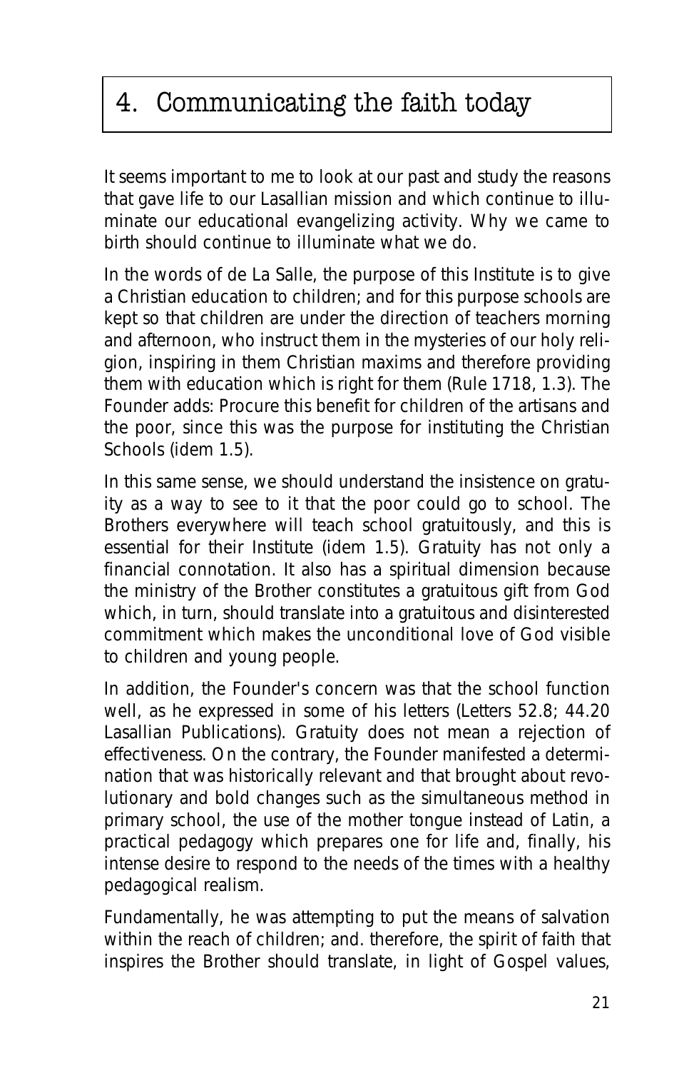# 4. Communicating the faith today

It seems important to me to look at our past and study the reasons that gave life to our Lasallian mission and which continue to illuminate our educational evangelizing activity. Why we came to birth should continue to illuminate what we do.

In the words of de La Salle, the purpose of this Institute is to give a Christian education to children; and for this purpose schools are kept so that children are under the direction of teachers morning and afternoon, who instruct them in the mysteries of our holy religion, inspiring in them Christian maxims and therefore providing them with education which is right for them (Rule 1718, 1.3). The Founder adds: Procure this benefit for children of the artisans and the poor, since this was the purpose for instituting the Christian Schools (idem 1.5).

In this same sense, we should understand the insistence on gratuity as a way to see to it that the poor could go to school. The Brothers everywhere will teach school gratuitously, and this is essential for their Institute (idem 1.5). Gratuity has not only a financial connotation. It also has a spiritual dimension because the ministry of the Brother constitutes a gratuitous gift from God which, in turn, should translate into a gratuitous and disinterested commitment which makes the unconditional love of God visible to children and young people.

In addition, the Founder's concern was that the school function well, as he expressed in some of his letters (Letters 52.8; 44.20 Lasallian Publications). Gratuity does not mean a rejection of effectiveness. On the contrary, the Founder manifested a determination that was historically relevant and that brought about revolutionary and bold changes such as the simultaneous method in primary school, the use of the mother tongue instead of Latin, a practical pedagogy which prepares one for life and, finally, his intense desire to respond to the needs of the times with a healthy pedagogical realism.

Fundamentally, he was attempting to put the means of salvation within the reach of children; and. therefore, the spirit of faith that inspires the Brother should translate, in light of Gospel values,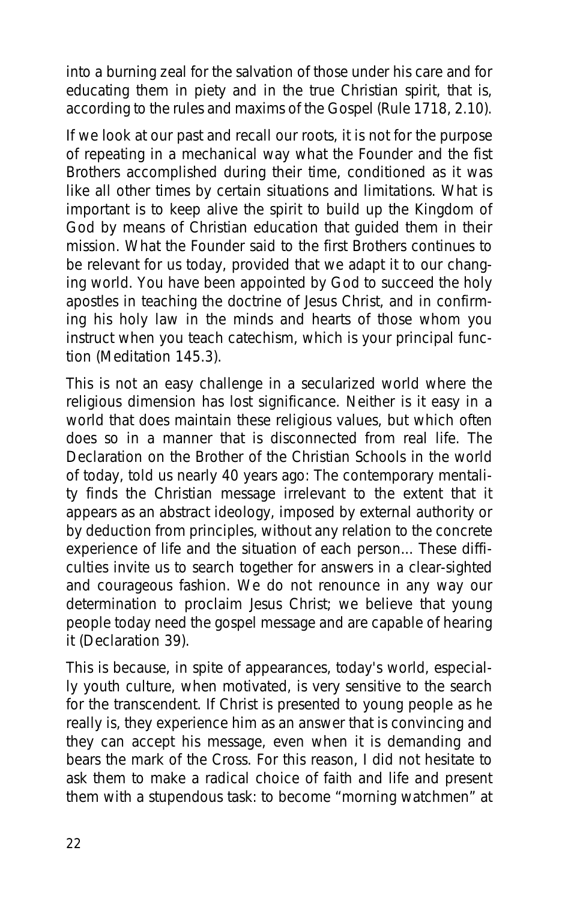into a burning zeal for the salvation of those under his care and for educating them in piety and in the true Christian spirit, that is, according to the rules and maxims of the Gospel (Rule 1718, 2.10).

If we look at our past and recall our roots, it is not for the purpose of repeating in a mechanical way what the Founder and the fist Brothers accomplished during their time, conditioned as it was like all other times by certain situations and limitations. What is important is to keep alive the spirit to build up the Kingdom of God by means of Christian education that guided them in their mission. What the Founder said to the first Brothers continues to be relevant for us today, provided that we adapt it to our changing world. You have been appointed by God to succeed the holy apostles in teaching the doctrine of Jesus Christ, and in confirming his holy law in the minds and hearts of those whom you instruct when you teach catechism, which is your principal function (Meditation 145.3).

This is not an easy challenge in a secularized world where the religious dimension has lost significance. Neither is it easy in a world that does maintain these religious values, but which often does so in a manner that is disconnected from real life. The Declaration on the Brother of the Christian Schools in the world of today, told us nearly 40 years ago: The contemporary mentality finds the Christian message irrelevant to the extent that it appears as an abstract ideology, imposed by external authority or by deduction from principles, without any relation to the concrete experience of life and the situation of each person... These difficulties invite us to search together for answers in a clear-sighted and courageous fashion. We do not renounce in any way our determination to proclaim Jesus Christ; we believe that young people today need the gospel message and are capable of hearing it (Declaration 39).

This is because, in spite of appearances, today's world, especially youth culture, when motivated, is very sensitive to the search for the transcendent. If Christ is presented to young people as he really is, they experience him as an answer that is convincing and they can accept his message, even when it is demanding and bears the mark of the Cross. For this reason, I did not hesitate to ask them to make a radical choice of faith and life and present them with a stupendous task: to become "morning watchmen" at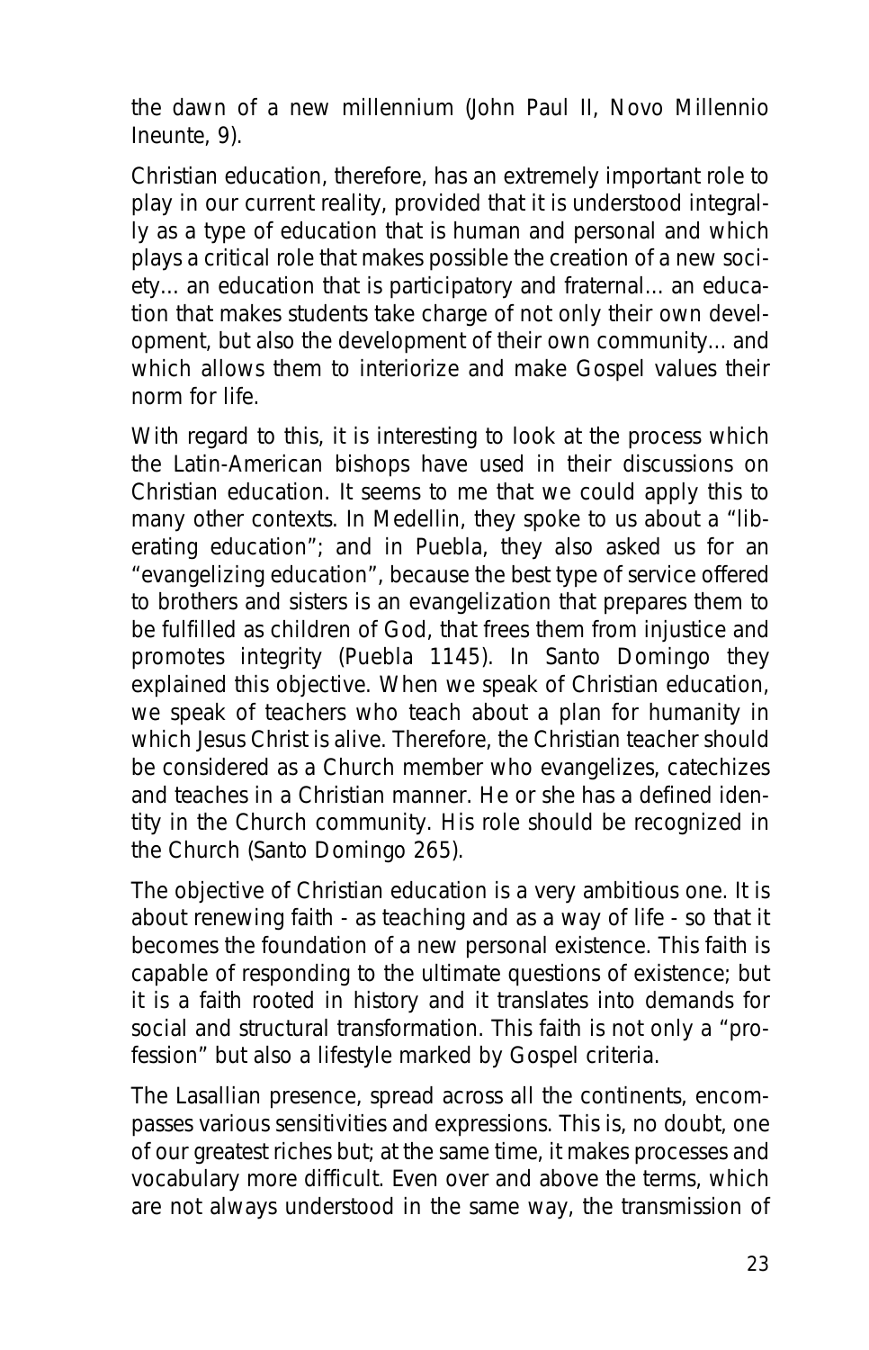the dawn of a new millennium (John Paul II, Novo Millennio Ineunte, 9).

Christian education, therefore, has an extremely important role to play in our current reality, provided that it is understood integrally as a type of education that is human and personal and which plays a critical role that makes possible the creation of a new society... an education that is participatory and fraternal... an education that makes students take charge of not only their own development, but also the development of their own community... and which allows them to interiorize and make Gospel values their norm for life.

With regard to this, it is interesting to look at the process which the Latin-American bishops have used in their discussions on Christian education. It seems to me that we could apply this to many other contexts. In Medellin, they spoke to us about a "liberating education"; and in Puebla, they also asked us for an "evangelizing education", because the best type of service offered to brothers and sisters is an evangelization that prepares them to be fulfilled as children of God, that frees them from injustice and promotes integrity (Puebla 1145). In Santo Domingo they explained this objective. When we speak of Christian education, we speak of teachers who teach about a plan for humanity in which Jesus Christ is alive. Therefore, the Christian teacher should be considered as a Church member who evangelizes, catechizes and teaches in a Christian manner. He or she has a defined identity in the Church community. His role should be recognized in the Church (Santo Domingo 265).

The objective of Christian education is a very ambitious one. It is about renewing faith - as teaching and as a way of life - so that it becomes the foundation of a new personal existence. This faith is capable of responding to the ultimate questions of existence; but it is a faith rooted in history and it translates into demands for social and structural transformation. This faith is not only a "profession" but also a lifestyle marked by Gospel criteria.

The Lasallian presence, spread across all the continents, encompasses various sensitivities and expressions. This is, no doubt, one of our greatest riches but; at the same time, it makes processes and vocabulary more difficult. Even over and above the terms, which are not always understood in the same way, the transmission of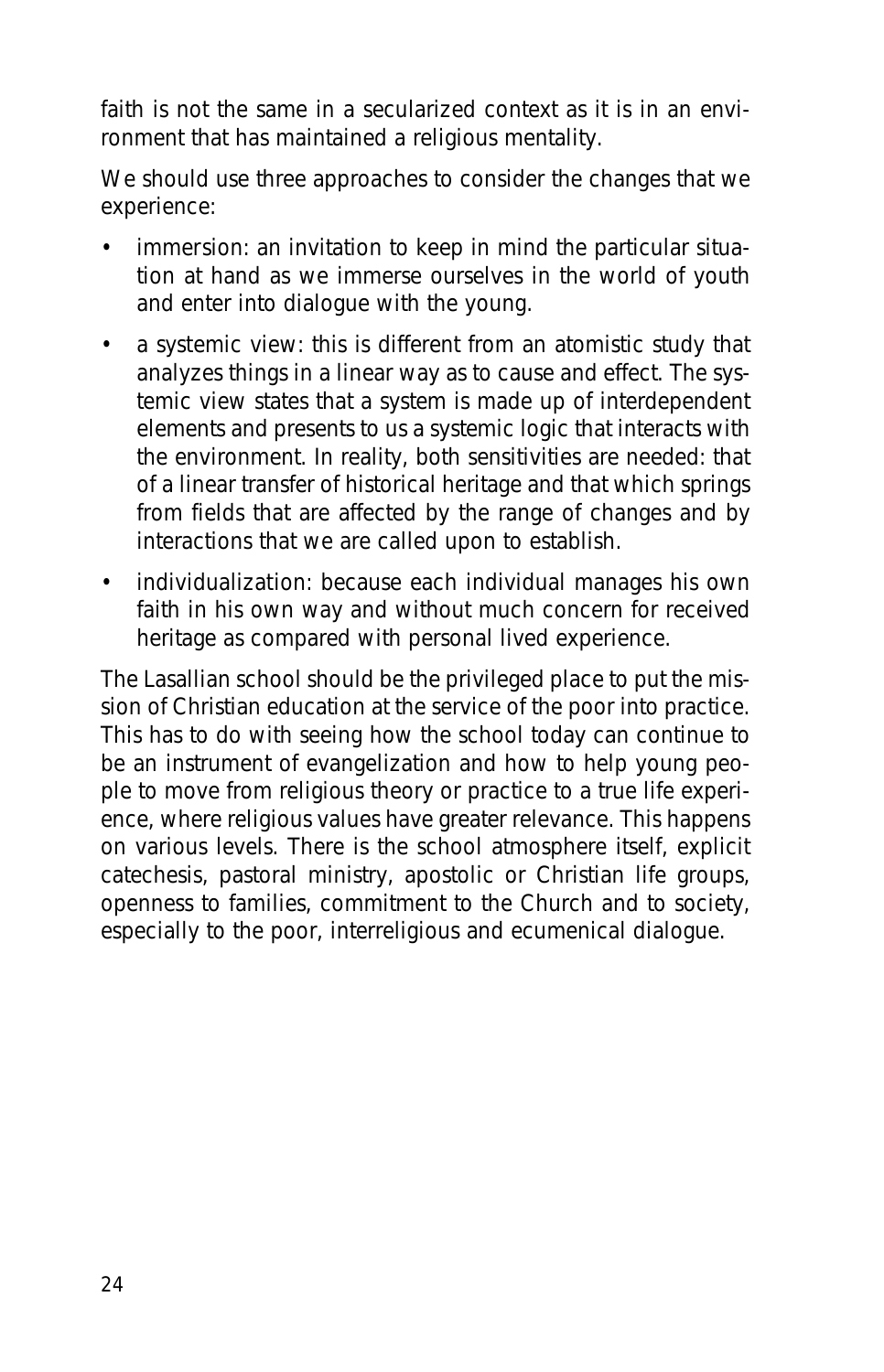faith is not the same in a secularized context as it is in an environment that has maintained a religious mentality.

We should use three approaches to consider the changes that we experience:

- immersion: an invitation to keep in mind the particular situation at hand as we immerse ourselves in the world of youth and enter into dialogue with the young.
- a systemic view: this is different from an atomistic study that analyzes things in a linear way as to cause and effect. The systemic view states that a system is made up of interdependent elements and presents to us a systemic logic that interacts with the environment. In reality, both sensitivities are needed: that of a linear transfer of historical heritage and that which springs from fields that are affected by the range of changes and by interactions that we are called upon to establish.
- individualization: because each individual manages his own faith in his own way and without much concern for received heritage as compared with personal lived experience.

The Lasallian school should be the privileged place to put the mission of Christian education at the service of the poor into practice. This has to do with seeing how the school today can continue to be an instrument of evangelization and how to help young people to move from religious theory or practice to a true life experience, where religious values have greater relevance. This happens on various levels. There is the school atmosphere itself, explicit catechesis, pastoral ministry, apostolic or Christian life groups, openness to families, commitment to the Church and to society, especially to the poor, interreligious and ecumenical dialogue.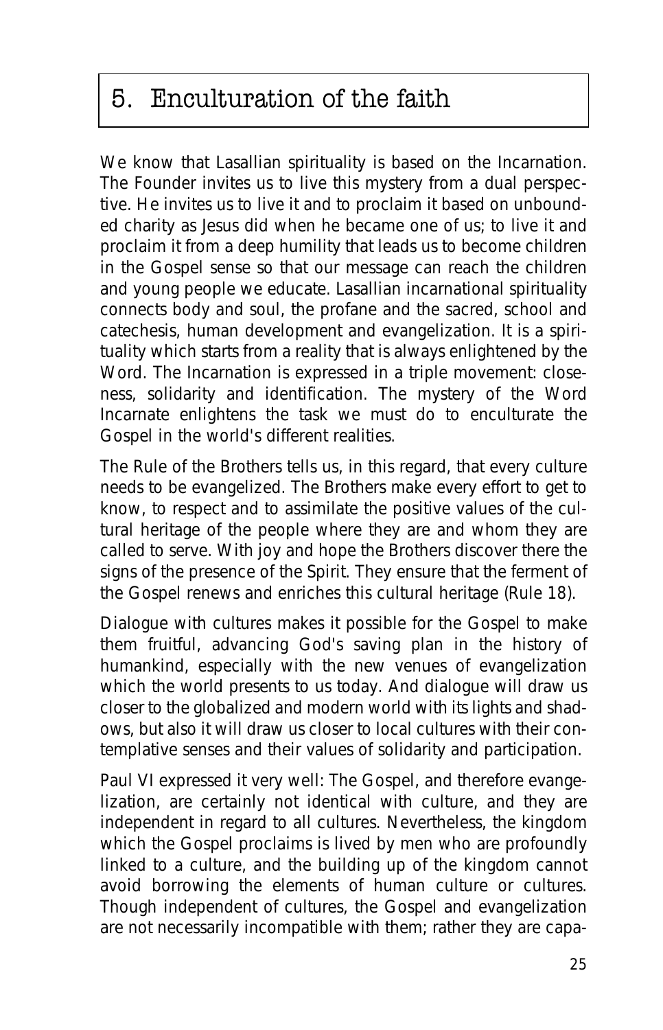# 5. Enculturation of the faith

We know that Lasallian spirituality is based on the Incarnation. The Founder invites us to live this mystery from a dual perspective. He invites us to live it and to proclaim it based on unbounded charity as Jesus did when he became one of us; to live it and proclaim it from a deep humility that leads us to become children in the Gospel sense so that our message can reach the children and young people we educate. Lasallian incarnational spirituality connects body and soul, the profane and the sacred, school and catechesis, human development and evangelization. It is a spirituality which starts from a reality that is always enlightened by the Word. The Incarnation is expressed in a triple movement: closeness, solidarity and identification. The mystery of the Word Incarnate enlightens the task we must do to enculturate the Gospel in the world's different realities.

The Rule of the Brothers tells us, in this regard, that every culture needs to be evangelized. The Brothers make every effort to get to know, to respect and to assimilate the positive values of the cultural heritage of the people where they are and whom they are called to serve. With joy and hope the Brothers discover there the signs of the presence of the Spirit. They ensure that the ferment of the Gospel renews and enriches this cultural heritage (Rule 18).

Dialogue with cultures makes it possible for the Gospel to make them fruitful, advancing God's saving plan in the history of humankind, especially with the new venues of evangelization which the world presents to us today. And dialogue will draw us closer to the globalized and modern world with its lights and shadows, but also it will draw us closer to local cultures with their contemplative senses and their values of solidarity and participation.

Paul VI expressed it very well: The Gospel, and therefore evangelization, are certainly not identical with culture, and they are independent in regard to all cultures. Nevertheless, the kingdom which the Gospel proclaims is lived by men who are profoundly linked to a culture, and the building up of the kingdom cannot avoid borrowing the elements of human culture or cultures. Though independent of cultures, the Gospel and evangelization are not necessarily incompatible with them; rather they are capa-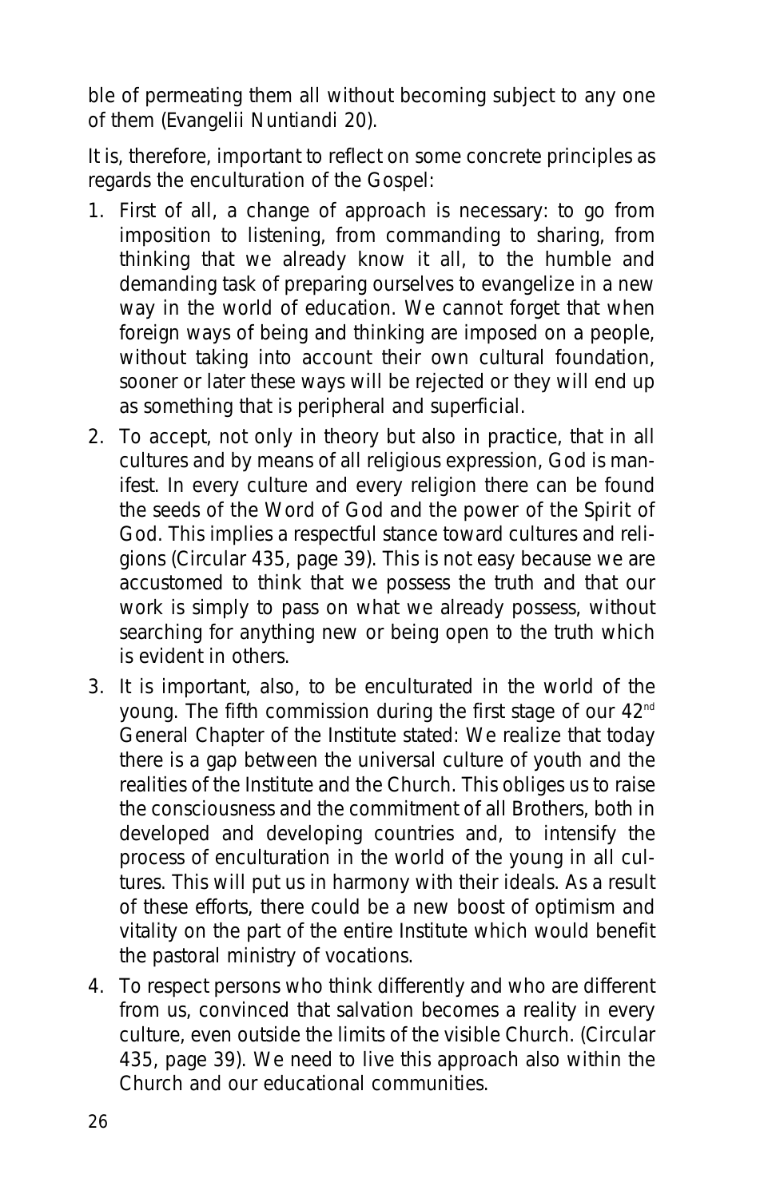ble of permeating them all without becoming subject to any one of them (Evangelii Nuntiandi 20).

It is, therefore, important to reflect on some concrete principles as regards the enculturation of the Gospel:

1. First of all, a change of approach is necessary: to go from imposition to listening, from commanding to sharing, from thinking that we already know it all, to the humble and demanding task of preparing ourselves to evangelize in a new way in the world of education. We cannot forget that when foreign ways of being and thinking are imposed on a people, without taking into account their own cultural foundation, sooner or later these ways will be rejected or they will end up as something that is peripheral and superficial.
2. To accept, not only in theory but also in practice, that in all cultures and by means of all religious expression, God is manifest. In every culture and every religion there can be found the seeds of the Word of God and the power of the Spirit of God. This implies a respectful stance toward cultures and religions (Circular 435, page 39). This is not easy because we are accustomed to think that we possess the truth and that our work is simply to pass on what we already possess, without searching for anything new or being open to the truth which is evident in others.
3. It is important, also, to be enculturated in the world of the young. The fifth commission during the first stage of our 42nd General Chapter of the Institute stated: We realize that today there is a gap between the universal culture of youth and the realities of the Institute and the Church. This obliges us to raise the consciousness and the commitment of all Brothers, both in developed and developing countries and, to intensify the process of enculturation in the world of the young in all cultures. This will put us in harmony with their ideals. As a result of these efforts, there could be a new boost of optimism and vitality on the part of the entire Institute which would benefit the pastoral ministry of vocations.
4. To respect persons who think differently and who are different from us, convinced that salvation becomes a reality in every culture, even outside the limits of the visible Church. (Circular 435, page 39). We need to live this approach also within the Church and our educational communities.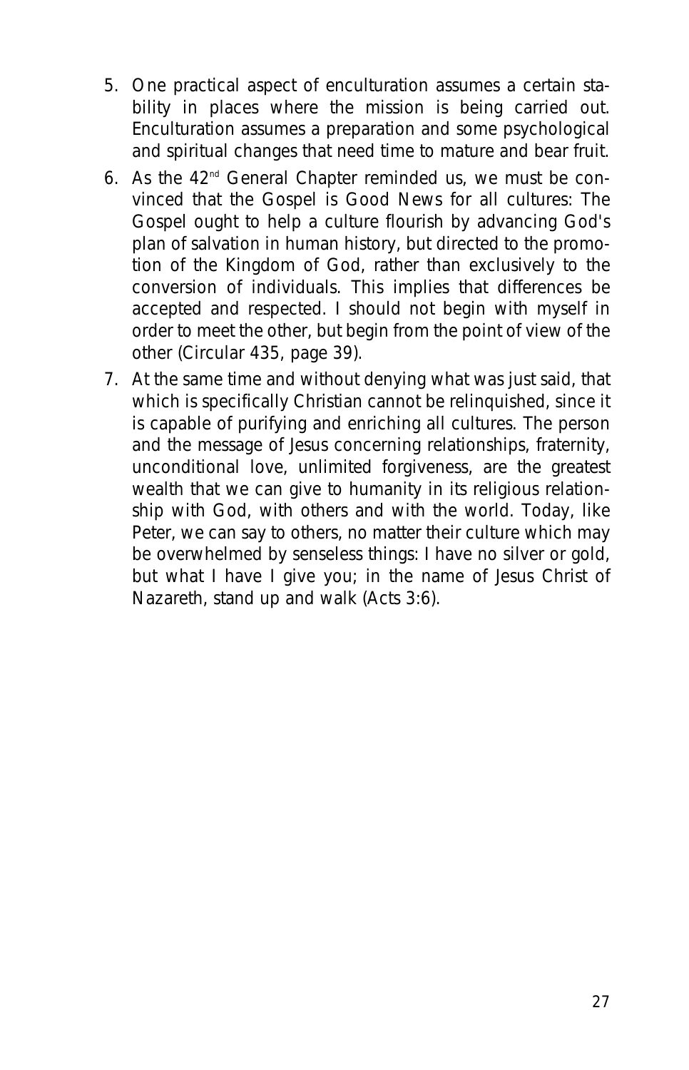5. One practical aspect of enculturation assumes a certain stability in places where the mission is being carried out. Enculturation assumes a preparation and some psychological and spiritual changes that need time to mature and bear fruit.
6. As the 42[nd] General Chapter reminded us, we must be convinced that the Gospel is Good News for all cultures: The Gospel ought to help a culture flourish by advancing God's plan of salvation in human history, but directed to the promotion of the Kingdom of God, rather than exclusively to the conversion of individuals. This implies that differences be accepted and respected. I should not begin with myself in order to meet the other, but begin from the point of view of the other (Circular 435, page 39).
7. At the same time and without denying what was just said, that which is specifically Christian cannot be relinquished, since it is capable of purifying and enriching all cultures. The person and the message of Jesus concerning relationships, fraternity, unconditional love, unlimited forgiveness, are the greatest wealth that we can give to humanity in its religious relationship with God, with others and with the world. Today, like Peter, we can say to others, no matter their culture which may be overwhelmed by senseless things: I have no silver or gold, but what I have I give you; in the name of Jesus Christ of Nazareth, stand up and walk (Acts 3:6).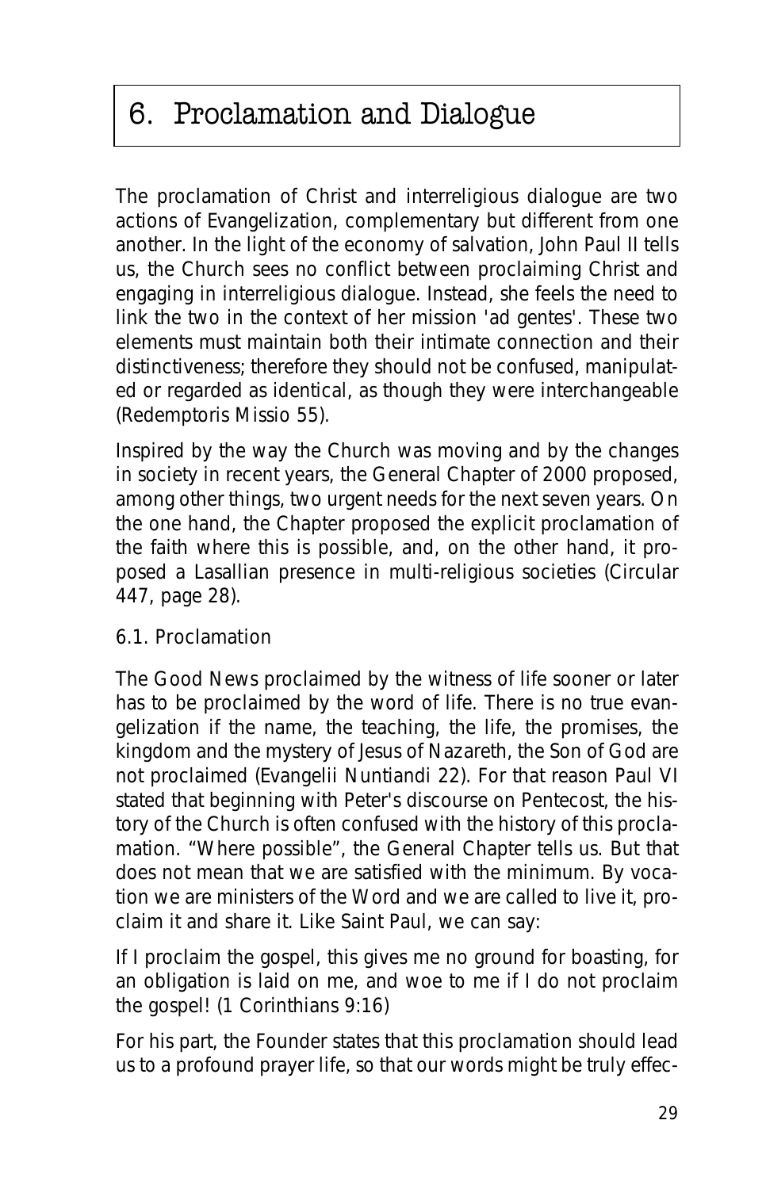# 6. Proclamation and Dialogue

The proclamation of Christ and interreligious dialogue are two actions of Evangelization, complementary but different from one another. In the light of the economy of salvation, John Paul II tells us, the Church sees no conflict between proclaiming Christ and engaging in interreligious dialogue. Instead, she feels the need to link the two in the context of her mission 'ad gentes'. These two elements must maintain both their intimate connection and their distinctiveness; therefore they should not be confused, manipulated or regarded as identical, as though they were interchangeable (*Redemptoris Missio* 55).

Inspired by the way the Church was moving and by the changes in society in recent years, the General Chapter of 2000 proposed, among other things, two urgent needs for the next seven years. On the one hand, the Chapter proposed the explicit proclamation of the faith where this is possible, and, on the other hand, it proposed a Lasallian presence in multi-religious societies (Circular 447, page 28).

## 6.1. Proclamation

The Good News proclaimed by the witness of life sooner or later has to be proclaimed by the word of life. There is no true evangelization if the name, the teaching, the life, the promises, the kingdom and the mystery of Jesus of Nazareth, the Son of God are not proclaimed (*Evangelii Nuntiandi* 22). For that reason Paul VI stated that beginning with Peter's discourse on Pentecost, the history of the Church is often confused with the history of this proclamation. "Where possible", the General Chapter tells us. But that does not mean that we are satisfied with the minimum. By vocation we are ministers of the Word and we are called to live it, proclaim it and share it. Like Saint Paul, we can say:

*If I proclaim the gospel, this gives me no ground for boasting, for an obligation is laid on me, and woe to me if I do not proclaim the gospel! (1 Corinthians 9:16)*

For his part, the Founder states that this proclamation should lead us to a profound prayer life, so that our words might be truly effec-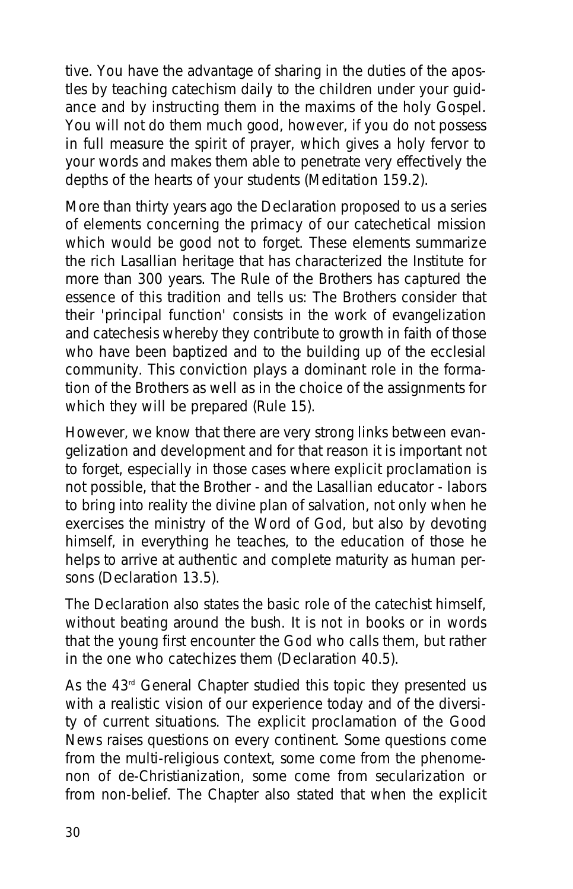tive. You have the advantage of sharing in the duties of the apostles by teaching catechism daily to the children under your guidance and by instructing them in the maxims of the holy Gospel. You will not do them much good, however, if you do not possess in full measure the spirit of prayer, which gives a holy fervor to your words and makes them able to penetrate very effectively the depths of the hearts of your students (Meditation 159.2).

More than thirty years ago the Declaration proposed to us a series of elements concerning the primacy of our catechetical mission which would be good not to forget. These elements summarize the rich Lasallian heritage that has characterized the Institute for more than 300 years. The Rule of the Brothers has captured the essence of this tradition and tells us: The Brothers consider that their 'principal function' consists in the work of evangelization and catechesis whereby they contribute to growth in faith of those who have been baptized and to the building up of the ecclesial community. This conviction plays a dominant role in the formation of the Brothers as well as in the choice of the assignments for which they will be prepared (Rule 15).

However, we know that there are very strong links between evangelization and development and for that reason it is important not to forget, especially in those cases where explicit proclamation is not possible, that the Brother - and the Lasallian educator - labors to bring into reality the divine plan of salvation, not only when he exercises the ministry of the Word of God, but also by devoting himself, in everything he teaches, to the education of those he helps to arrive at authentic and complete maturity as human persons (Declaration 13.5).

The Declaration also states the basic role of the catechist himself, without beating around the bush. It is not in books or in words that the young first encounter the God who calls them, but rather in the one who catechizes them (Declaration 40.5).

As the 43rd General Chapter studied this topic they presented us with a realistic vision of our experience today and of the diversity of current situations. The explicit proclamation of the Good News raises questions on every continent. Some questions come from the multi-religious context, some come from the phenomenon of de-Christianization, some come from secularization or from non-belief. The Chapter also stated that when the explicit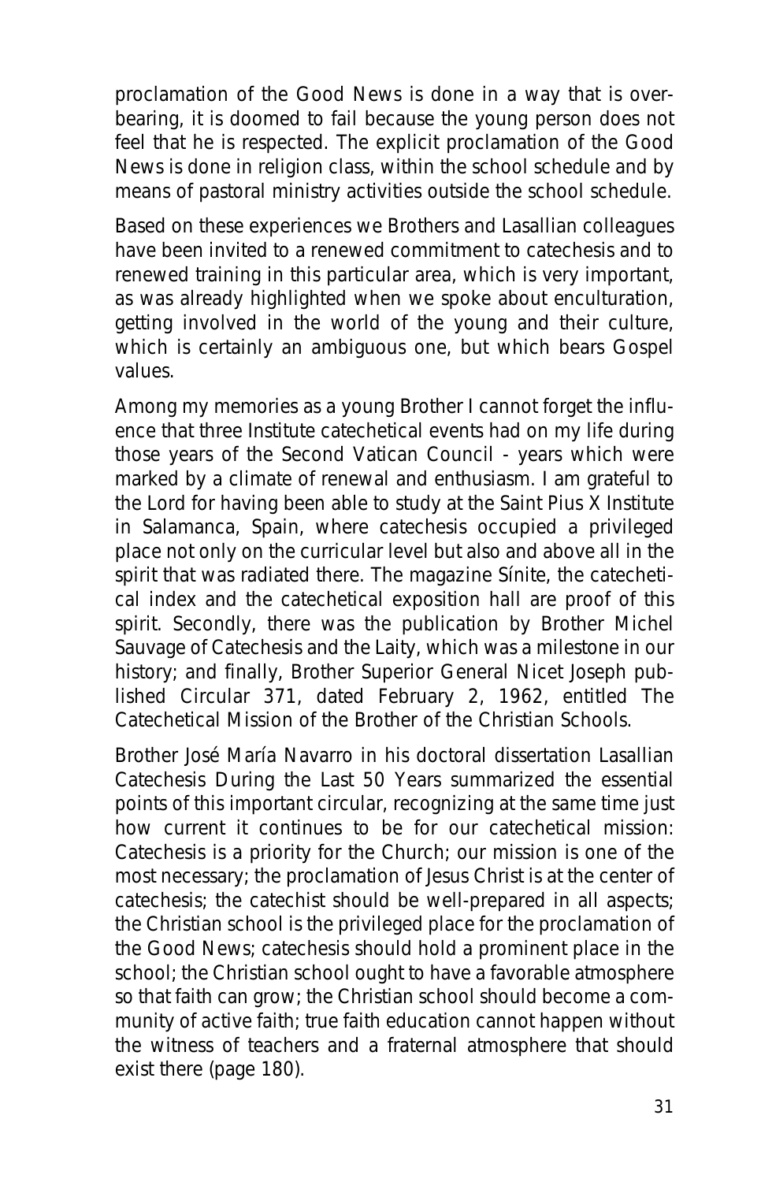proclamation of the Good News is done in a way that is overbearing, it is doomed to fail because the young person does not feel that he is respected. The explicit proclamation of the Good News is done in religion class, within the school schedule and by means of pastoral ministry activities outside the school schedule.

Based on these experiences we Brothers and Lasallian colleagues have been invited to a renewed commitment to catechesis and to renewed training in this particular area, which is very important, as was already highlighted when we spoke about enculturation, getting involved in the world of the young and their culture, which is certainly an ambiguous one, but which bears Gospel values.

Among my memories as a young Brother I cannot forget the influence that three Institute catechetical events had on my life during those years of the Second Vatican Council - years which were marked by a climate of renewal and enthusiasm. I am grateful to the Lord for having been able to study at the Saint Pius X Institute in Salamanca, Spain, where catechesis occupied a privileged place not only on the curricular level but also and above all in the spirit that was radiated there. The magazine Sínite, the catechetical index and the catechetical exposition hall are proof of this spirit. Secondly, there was the publication by Brother Michel Sauvage of Catechesis and the Laity, which was a milestone in our history; and finally, Brother Superior General Nicet Joseph published Circular 371, dated February 2, 1962, entitled The Catechetical Mission of the Brother of the Christian Schools.

Brother José María Navarro in his doctoral dissertation Lasallian Catechesis During the Last 50 Years summarized the essential points of this important circular, recognizing at the same time just how current it continues to be for our catechetical mission: Catechesis is a priority for the Church; our mission is one of the most necessary; the proclamation of Jesus Christ is at the center of catechesis; the catechist should be well-prepared in all aspects; the Christian school is the privileged place for the proclamation of the Good News; catechesis should hold a prominent place in the school; the Christian school ought to have a favorable atmosphere so that faith can grow; the Christian school should become a community of active faith; true faith education cannot happen without the witness of teachers and a fraternal atmosphere that should exist there (page 180).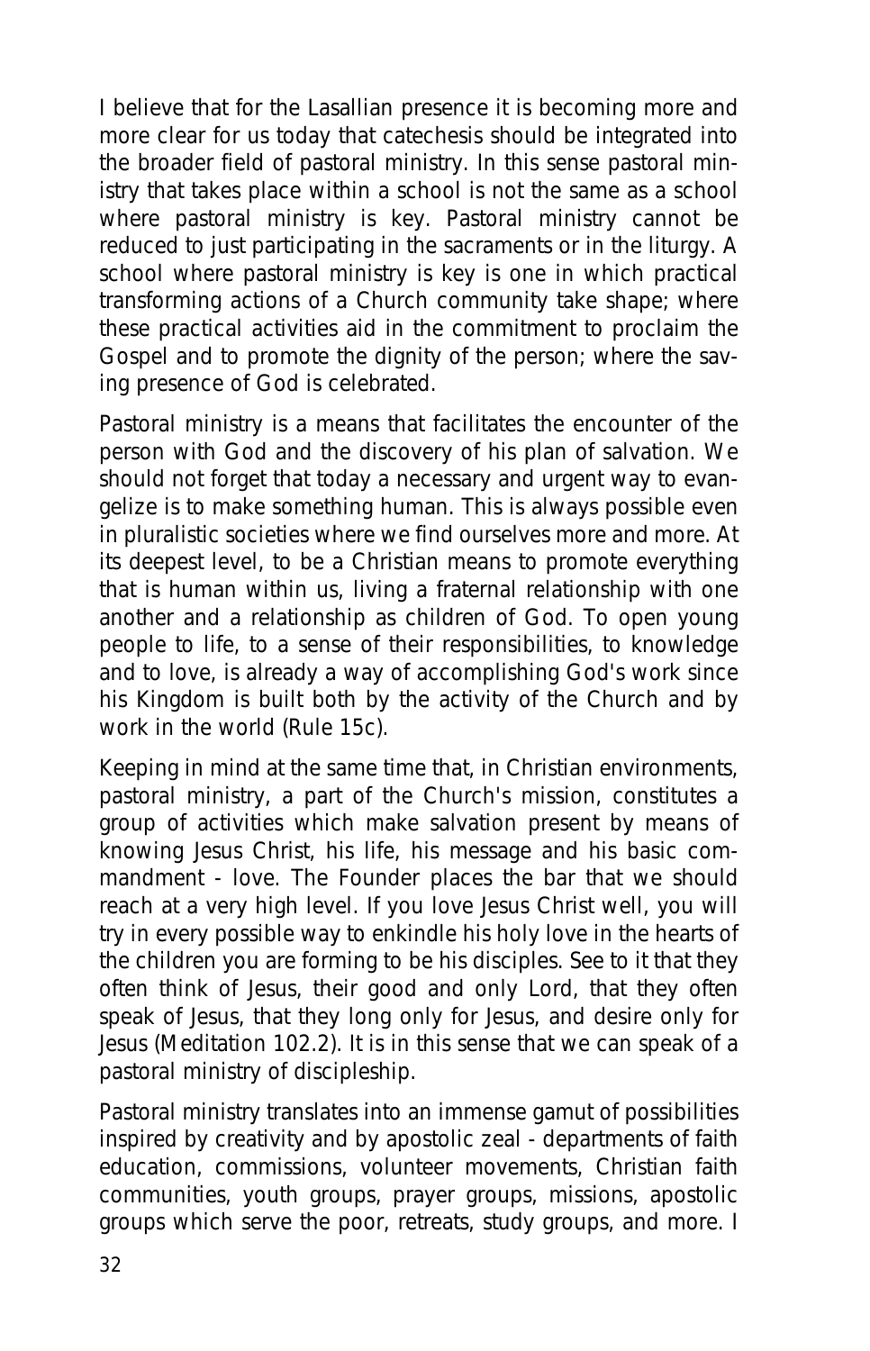I believe that for the Lasallian presence it is becoming more and more clear for us today that catechesis should be integrated into the broader field of pastoral ministry. In this sense pastoral ministry that takes place within a school is not the same as a school where pastoral ministry is key. Pastoral ministry cannot be reduced to just participating in the sacraments or in the liturgy. A school where pastoral ministry is key is one in which practical transforming actions of a Church community take shape; where these practical activities aid in the commitment to proclaim the Gospel and to promote the dignity of the person; where the saving presence of God is celebrated.

Pastoral ministry is a means that facilitates the encounter of the person with God and the discovery of his plan of salvation. We should not forget that today a necessary and urgent way to evangelize is to make something human. This is always possible even in pluralistic societies where we find ourselves more and more. At its deepest level, to be a Christian means to promote everything that is human within us, living a fraternal relationship with one another and a relationship as children of God. *To open young people to life, to a sense of their responsibilities, to knowledge and to love, is already a way of accomplishing God's work since his Kingdom is built both by the activity of the Church and by work in the world* (Rule 15c).

Keeping in mind at the same time that, in Christian environments, pastoral ministry, a part of the Church's mission, constitutes a group of activities which make salvation present by means of knowing Jesus Christ, his life, his message and his basic commandment - love. The Founder places the bar that we should reach at a very high level. *If you love Jesus Christ well, you will try in every possible way to enkindle his holy love in the hearts of the children you are forming to be his disciples. See to it that they often think of Jesus, their good and only Lord, that they often speak of Jesus, that they long only for Jesus, and desire only for Jesus* (Meditation 102.2). It is in this sense that we can speak of a pastoral ministry of discipleship.

Pastoral ministry translates into an immense gamut of possibilities inspired by creativity and by apostolic zeal - departments of faith education, commissions, volunteer movements, Christian faith communities, youth groups, prayer groups, missions, apostolic groups which serve the poor, retreats, study groups, and more. I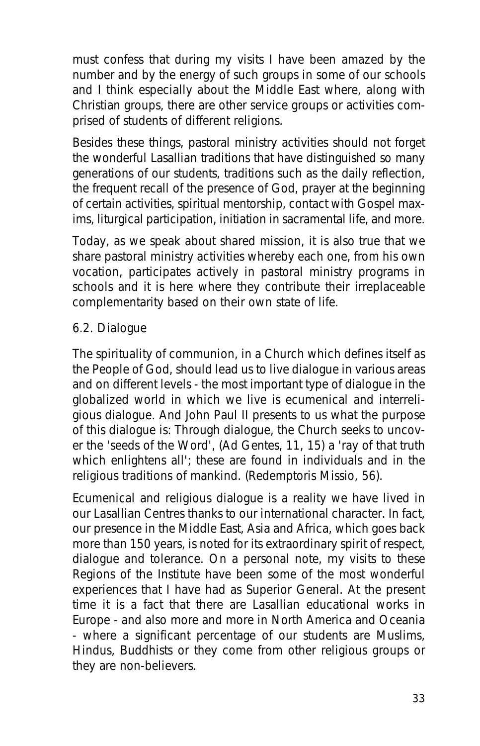must confess that during my visits I have been amazed by the number and by the energy of such groups in some of our schools and I think especially about the Middle East where, along with Christian groups, there are other service groups or activities comprised of students of different religions.

Besides these things, pastoral ministry activities should not forget the wonderful Lasallian traditions that have distinguished so many generations of our students, traditions such as the daily reflection, the frequent recall of the presence of God, prayer at the beginning of certain activities, spiritual mentorship, contact with Gospel maxims, liturgical participation, initiation in sacramental life, and more.

Today, as we speak about shared mission, it is also true that we share pastoral ministry activities whereby each one, from his own vocation, participates actively in pastoral ministry programs in schools and it is here where they contribute their irreplaceable complementarity based on their own state of life.

### 6.2. Dialogue

The spirituality of communion, in a Church which defines itself as the People of God, should lead us to live dialogue in various areas and on different levels - the most important type of dialogue in the globalized world in which we live is ecumenical and interreligious dialogue. And John Paul II presents to us what the purpose of this dialogue is: Through dialogue, the Church seeks to uncover the 'seeds of the Word', (Ad Gentes, 11, 15) a 'ray of that truth which enlightens all'; these are found in individuals and in the religious traditions of mankind. (Redemptoris Missio, 56).

Ecumenical and religious dialogue is a reality we have lived in our Lasallian Centres thanks to our international character. In fact, our presence in the Middle East, Asia and Africa, which goes back more than 150 years, is noted for its extraordinary spirit of respect, dialogue and tolerance. On a personal note, my visits to these Regions of the Institute have been some of the most wonderful experiences that I have had as Superior General. At the present time it is a fact that there are Lasallian educational works in Europe - and also more and more in North America and Oceania - where a significant percentage of our students are Muslims, Hindus, Buddhists or they come from other religious groups or they are non-believers.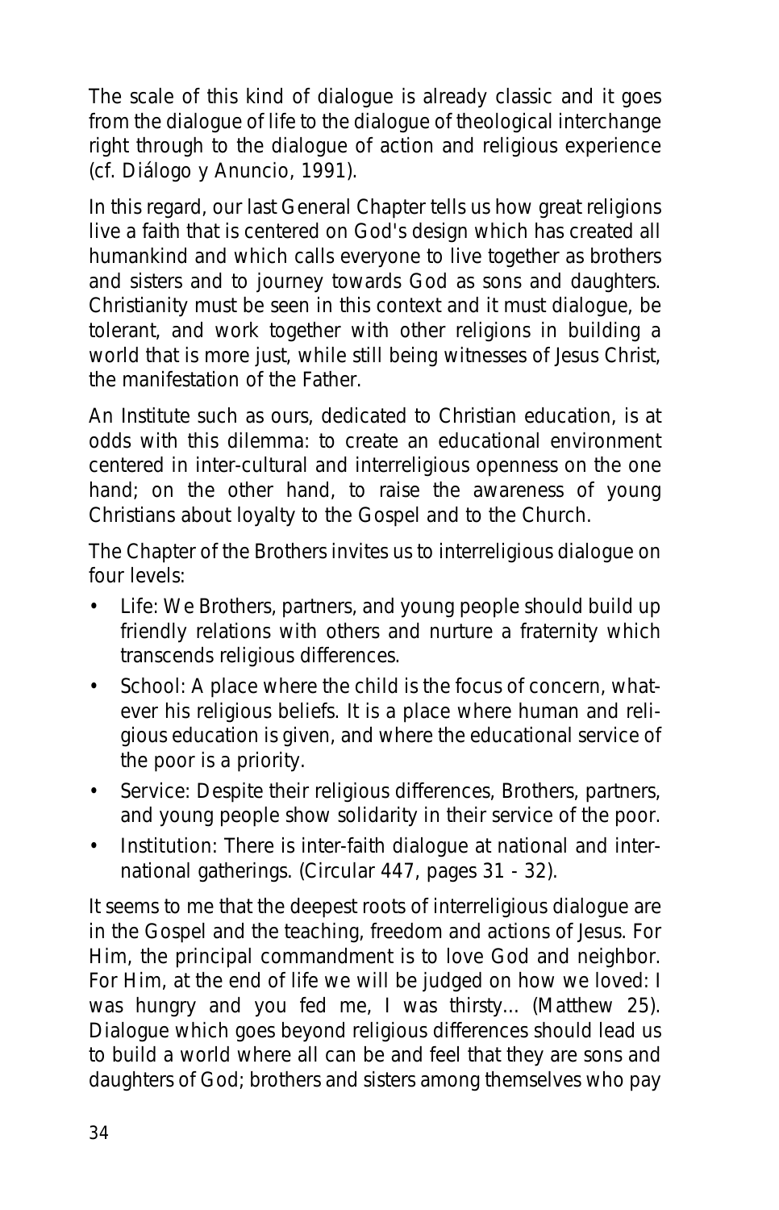The scale of this kind of dialogue is already classic and it goes from the dialogue of life to the dialogue of theological interchange right through to the dialogue of action and religious experience (cf. Diálogo y Anuncio, 1991).

In this regard, our last General Chapter tells us how great religions live a faith that is centered on God's design which has created all humankind and which calls everyone to live together as brothers and sisters and to journey towards God as sons and daughters. Christianity must be seen in this context and it must dialogue, be tolerant, and work together with other religions in building a world that is more just, while still being witnesses of Jesus Christ, the manifestation of the Father.

An Institute such as ours, dedicated to Christian education, is at odds with this dilemma: to create an educational environment centered in inter-cultural and interreligious openness on the one hand; on the other hand, to raise the awareness of young Christians about loyalty to the Gospel and to the Church.

The Chapter of the Brothers invites us to interreligious dialogue on four levels:

- Life: We Brothers, partners, and young people should build up friendly relations with others and nurture a fraternity which transcends religious differences.
- School: A place where the child is the focus of concern, whatever his religious beliefs. It is a place where human and religious education is given, and where the educational service of the poor is a priority.
- Service: Despite their religious differences, Brothers, partners, and young people show solidarity in their service of the poor.
- Institution: There is inter-faith dialogue at national and international gatherings. (Circular 447, pages 31 - 32).

It seems to me that the deepest roots of interreligious dialogue are in the Gospel and the teaching, freedom and actions of Jesus. For Him, the principal commandment is to love God and neighbor. For Him, at the end of life we will be judged on how we loved: I was hungry and you fed me, I was thirsty... (Matthew 25). Dialogue which goes beyond religious differences should lead us to build a world where all can be and feel that they are sons and daughters of God; brothers and sisters among themselves who pay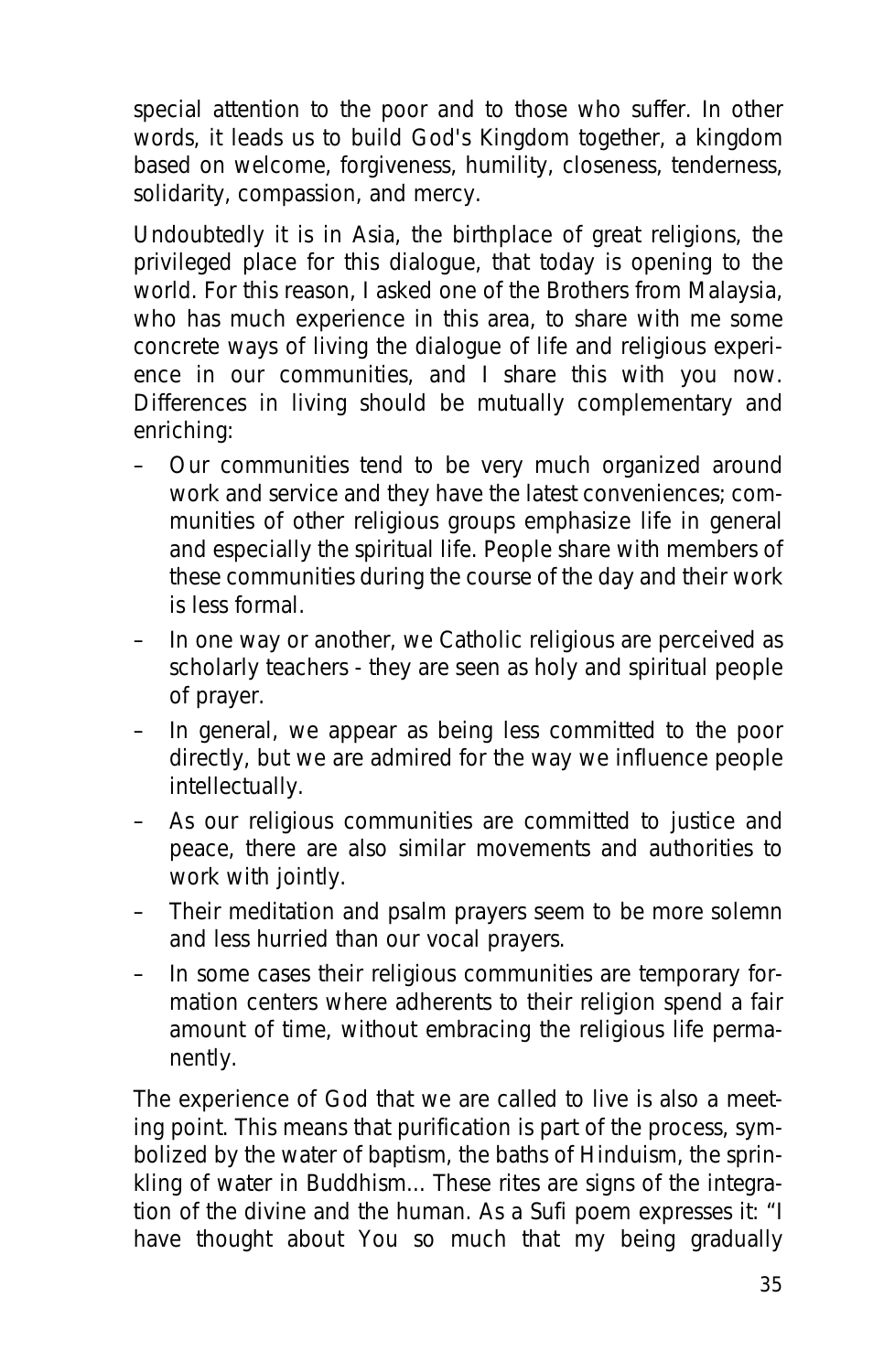special attention to the poor and to those who suffer. In other words, it leads us to build God's Kingdom together, a kingdom based on welcome, forgiveness, humility, closeness, tenderness, solidarity, compassion, and mercy.

Undoubtedly it is in Asia, the birthplace of great religions, the privileged place for this dialogue, that today is opening to the world. For this reason, I asked one of the Brothers from Malaysia, who has much experience in this area, to share with me some concrete ways of living the dialogue of life and religious experience in our communities, and I share this with you now. Differences in living should be mutually complementary and enriching:

– Our communities tend to be very much organized around work and service and they have the latest conveniences; communities of other religious groups emphasize life in general and especially the spiritual life. People share with members of these communities during the course of the day and their work is less formal.
– In one way or another, we Catholic religious are perceived as scholarly teachers - they are seen as holy and spiritual people of prayer.
– In general, we appear as being less committed to the poor directly, but we are admired for the way we influence people intellectually.
– As our religious communities are committed to justice and peace, there are also similar movements and authorities to work with jointly.
– Their meditation and psalm prayers seem to be more solemn and less hurried than our vocal prayers.
– In some cases their religious communities are temporary formation centers where adherents to their religion spend a fair amount of time, without embracing the religious life permanently.

The experience of God that we are called to live is also a meeting point. This means that purification is part of the process, symbolized by the water of baptism, the baths of Hinduism, the sprinkling of water in Buddhism... These rites are signs of the integration of the divine and the human. As a Sufi poem expresses it: "I have thought about You so much that my being gradually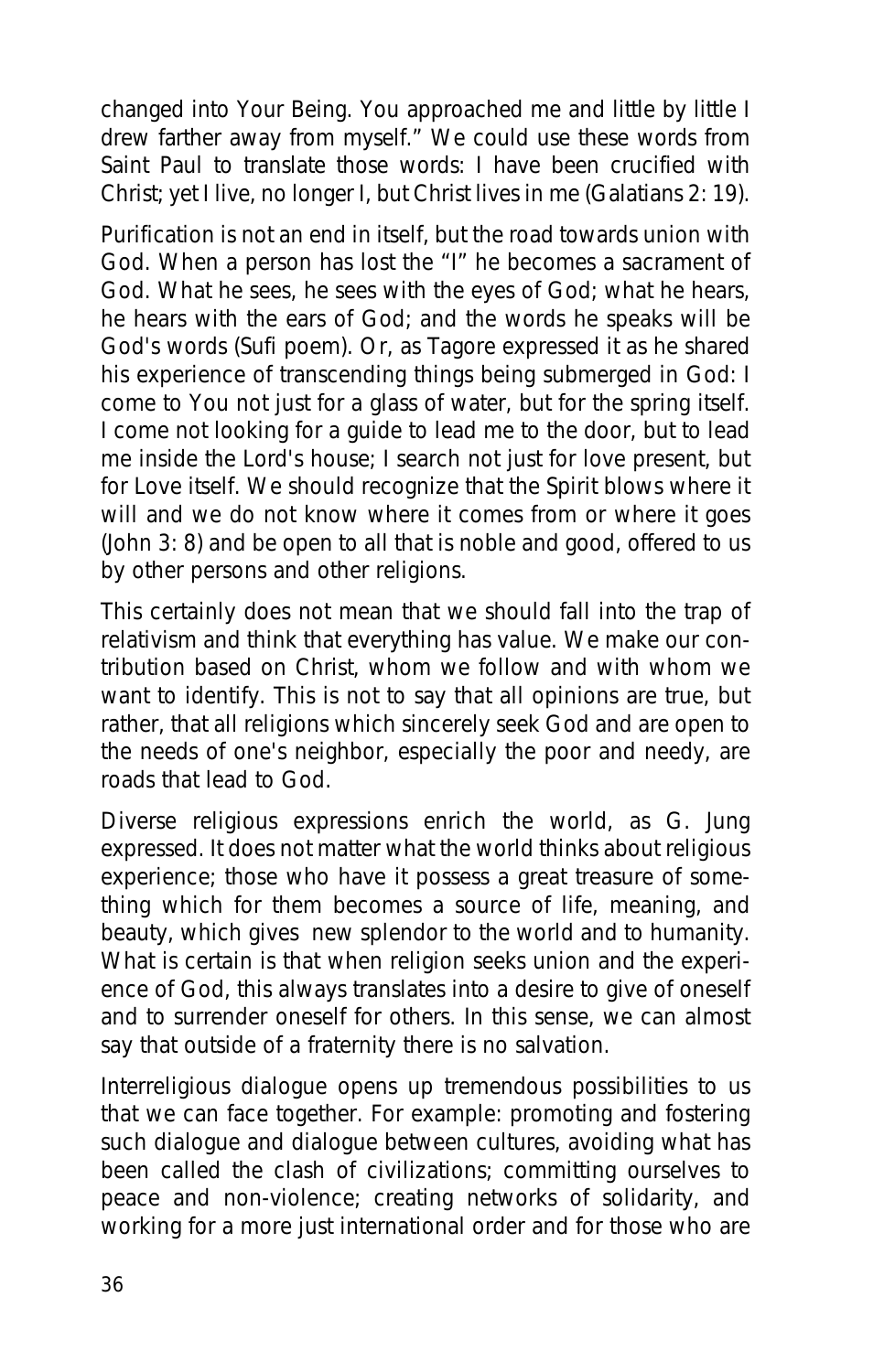changed into Your Being. You approached me and little by little I drew farther away from myself." We could use these words from Saint Paul to translate those words: *I have been crucified with Christ; yet I live, no longer I, but Christ lives in me* (Galatians 2: 19).

Purification is not an end in itself, but the road towards union with God. When a person has lost the "I" he becomes a sacrament of God. *What he sees, he sees with the eyes of God; what he hears, he hears with the ears of God; and the words he speaks will be God's words* (Sufi poem). Or, as Tagore expressed it as he shared his experience of transcending things being submerged in God: *I come to You not just for a glass of water, but for the spring itself. I come not looking for a guide to lead me to the door, but to lead me inside the Lord's house; I search not just for love present, but for Love itself.* We should recognize that *the Spirit blows where it will and we do not know where it comes from or where it goes* (John 3: 8) and be open to all that is noble and good, offered to us by other persons and other religions.

This certainly does not mean that we should fall into the trap of relativism and think that everything has value. We make our contribution based on Christ, whom we follow and with whom we want to identify. This is not to say that all opinions are true, but rather, that all religions which sincerely seek God and are open to the needs of one's neighbor, especially the poor and needy, are roads that lead to God.

Diverse religious expressions enrich the world, as G. Jung expressed. *It does not matter what the world thinks about religious experience; those who have it possess a great treasure of something which for them becomes a source of life, meaning, and beauty, which gives new splendor to the world and to humanity.* What is certain is that when religion seeks union and the experience of God, this always translates into a desire to give of oneself and to surrender oneself for others. In this sense, we can almost say that outside of a fraternity there is no salvation.

Interreligious dialogue opens up tremendous possibilities to us that we can face together. For example: promoting and fostering such dialogue and dialogue between cultures, avoiding what has been called the clash of civilizations; committing ourselves to peace and non-violence; creating networks of solidarity, and working for a more just international order and for those who are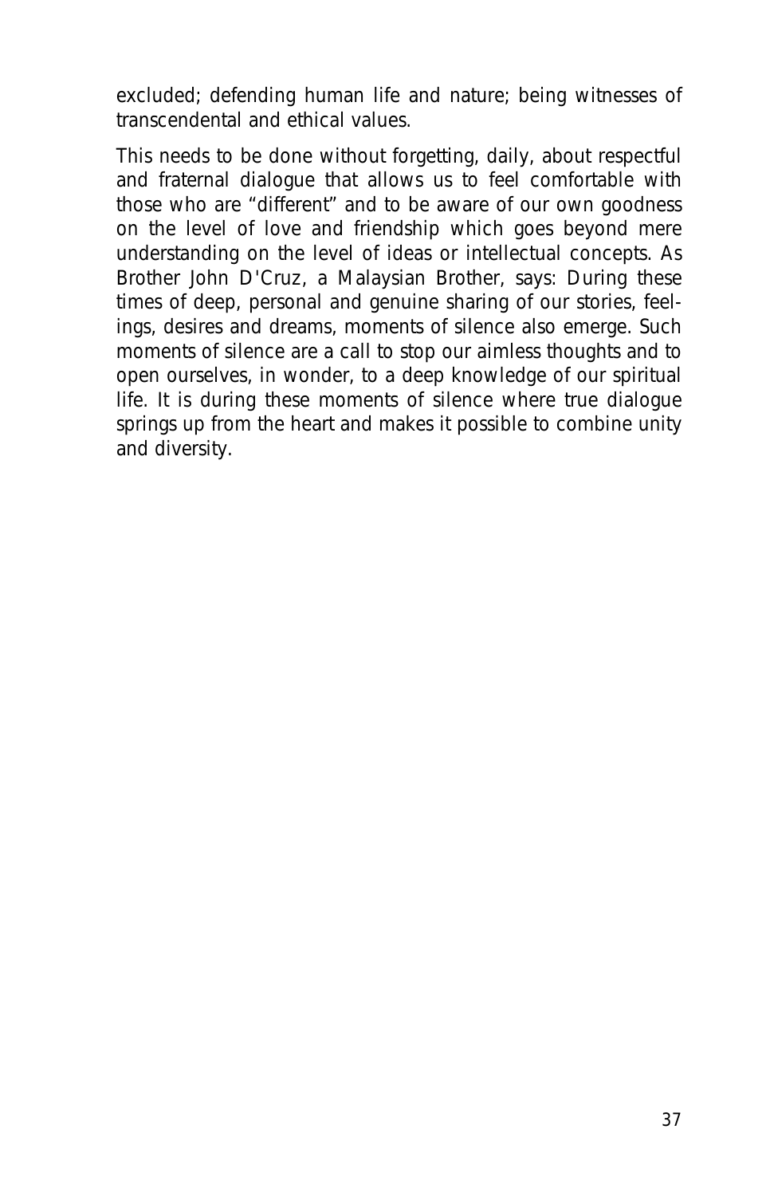excluded; defending human life and nature; being witnesses of transcendental and ethical values.

This needs to be done without forgetting, daily, about respectful and fraternal dialogue that allows us to feel comfortable with those who are "different" and to be aware of our own goodness on the level of love and friendship which goes beyond mere understanding on the level of ideas or intellectual concepts. As Brother John D'Cruz, a Malaysian Brother, says: During these times of deep, personal and genuine sharing of our stories, feelings, desires and dreams, moments of silence also emerge. Such moments of silence are a call to stop our aimless thoughts and to open ourselves, in wonder, to a deep knowledge of our spiritual life. It is during these moments of silence where true dialogue springs up from the heart and makes it possible to combine unity and diversity.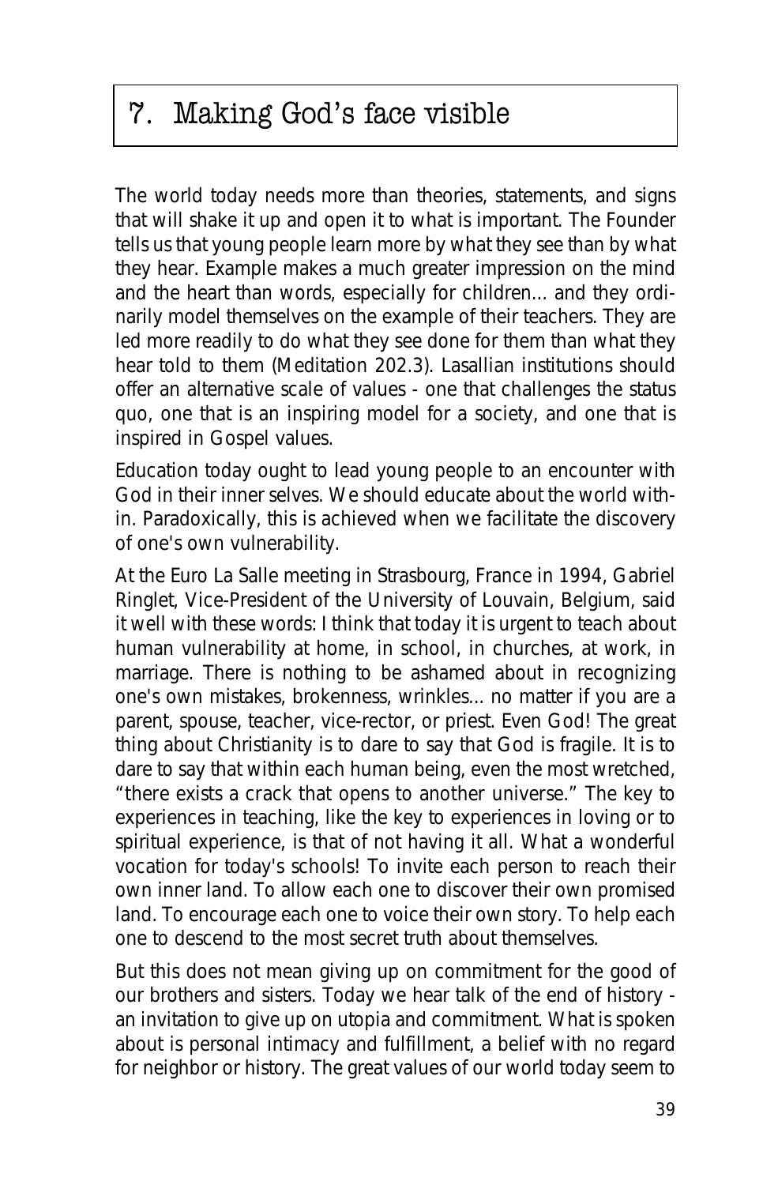# 7. Making God's face visible

The world today needs more than theories, statements, and signs that will shake it up and open it to what is important. The Founder tells us that young people learn more by what they see than by what they hear. Example makes a much greater impression on the mind and the heart than words, especially for children... and they ordinarily model themselves on the example of their teachers. They are led more readily to do what they see done for them than what they hear told to them (Meditation 202.3). Lasallian institutions should offer an alternative scale of values - one that challenges the status quo, one that is an inspiring model for a society, and one that is inspired in Gospel values.

Education today ought to lead young people to an encounter with God in their inner selves. We should educate about the world within. Paradoxically, this is achieved when we facilitate the discovery of one's own vulnerability.

At the Euro La Salle meeting in Strasbourg, France in 1994, Gabriel Ringlet, Vice-President of the University of Louvain, Belgium, said it well with these words: I think that today it is urgent to teach about human vulnerability at home, in school, in churches, at work, in marriage. There is nothing to be ashamed about in recognizing one's own mistakes, brokenness, wrinkles... no matter if you are a parent, spouse, teacher, vice-rector, or priest. Even God! The great thing about Christianity is to dare to say that God is fragile. It is to dare to say that within each human being, even the most wretched, "there exists a crack that opens to another universe." The key to experiences in teaching, like the key to experiences in loving or to spiritual experience, is that of not having it all. What a wonderful vocation for today's schools! To invite each person to reach their own inner land. To allow each one to discover their own promised land. To encourage each one to voice their own story. To help each one to descend to the most secret truth about themselves.

But this does not mean giving up on commitment for the good of our brothers and sisters. Today we hear talk of the end of history - an invitation to give up on utopia and commitment. What is spoken about is personal intimacy and fulfillment, a belief with no regard for neighbor or history. The great values of our world today seem to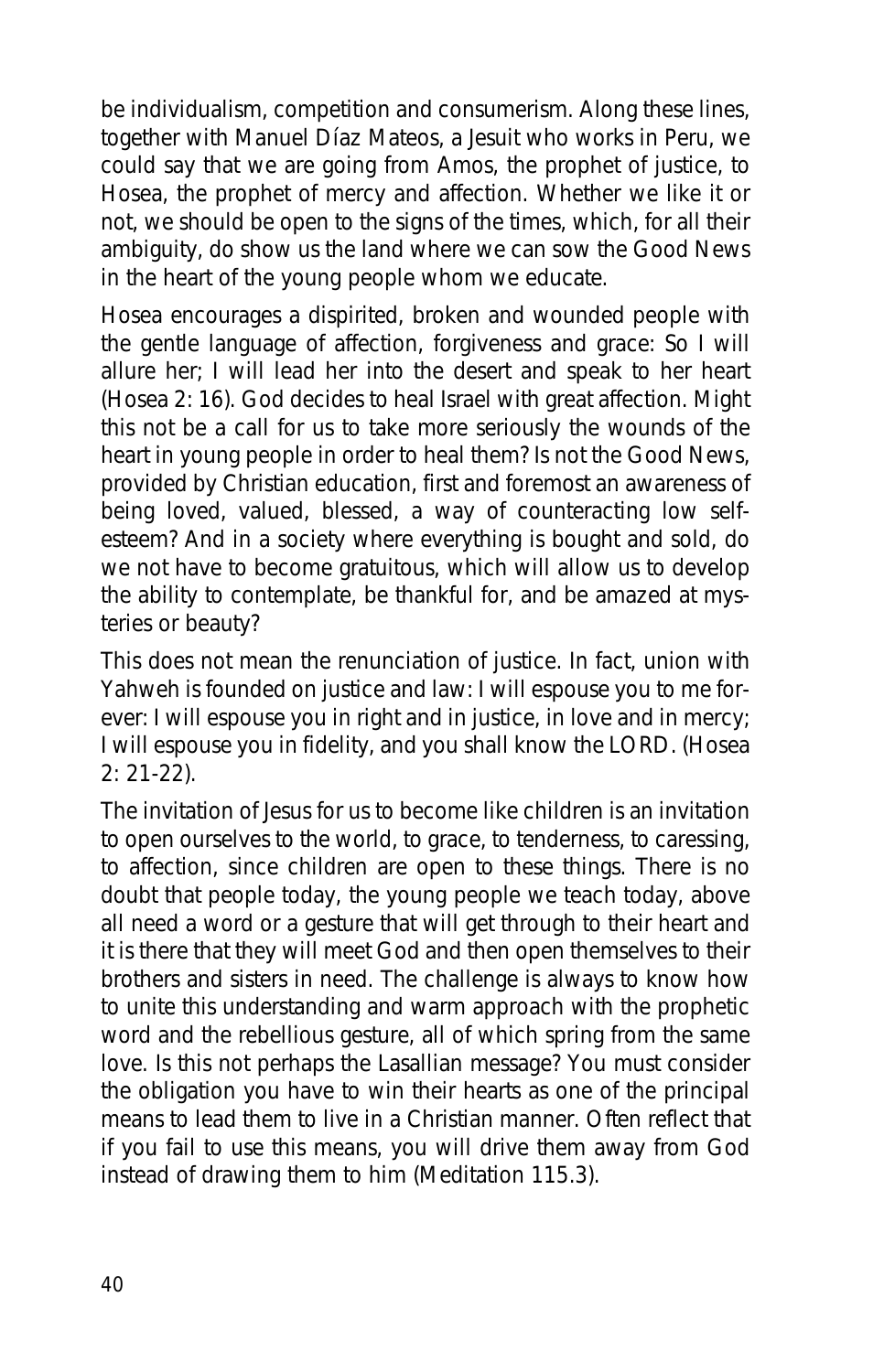be individualism, competition and consumerism. Along these lines, together with Manuel Díaz Mateos, a Jesuit who works in Peru, we could say that we are going from Amos, the prophet of justice, to Hosea, the prophet of mercy and affection. Whether we like it or not, we should be open to the signs of the times, which, for all their ambiguity, do show us the land where we can sow the Good News in the heart of the young people whom we educate.

Hosea encourages a dispirited, broken and wounded people with the gentle language of affection, forgiveness and grace: *So I will allure her; I will lead her into the desert and speak to her heart* (Hosea 2: 16). God decides to heal Israel with great affection. Might this not be a call for us to take more seriously the wounds of the heart in young people in order to heal them? Is not the Good News, provided by Christian education, first and foremost an awareness of being loved, valued, blessed, a way of counteracting low self-esteem? And in a society where everything is bought and sold, do we not have to become gratuitous, which will allow us to develop the ability to contemplate, be thankful for, and be amazed at mysteries or beauty?

This does not mean the renunciation of justice. In fact, union with Yahweh is founded on justice and law: *I will espouse you to me forever: I will espouse you in right and in justice, in love and in mercy; I will espouse you in fidelity, and you shall know the LORD*. (Hosea 2: 21-22).

The invitation of Jesus for us to become like children is an invitation to open ourselves to the world, to grace, to tenderness, to caressing, to affection, since children are open to these things. There is no doubt that people today, the young people we teach today, above all need a word or a gesture that will get through to their heart and it is there that they will meet God and then open themselves to their brothers and sisters in need. The challenge is always to know how to unite this understanding and warm approach with the prophetic word and the rebellious gesture, all of which spring from the same love. Is this not perhaps the Lasallian message? *You must consider the obligation you have to win their hearts as one of the principal means to lead them to live in a Christian manner. Often reflect that if you fail to use this means, you will drive them away from God instead of drawing them to him* (Meditation 115.3).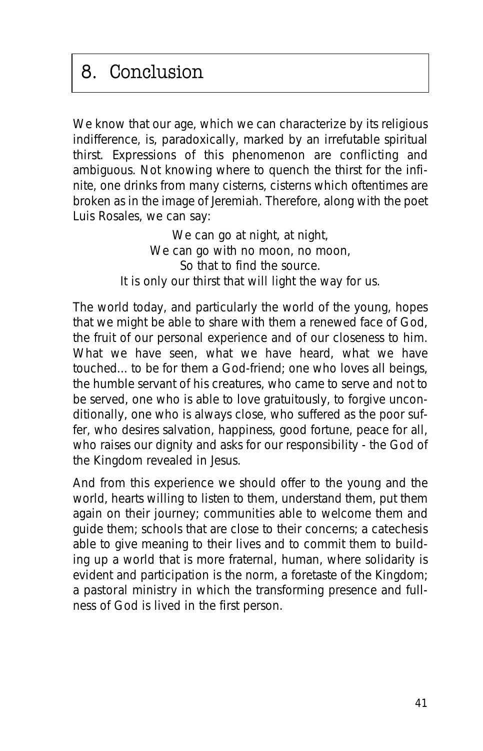# 8. Conclusion

We know that our age, which we can characterize by its religious indifference, is, paradoxically, marked by an irrefutable spiritual thirst. Expressions of this phenomenon are conflicting and ambiguous. Not knowing where to quench the thirst for the infinite, one drinks from many cisterns, cisterns which oftentimes are broken as in the image of Jeremiah. Therefore, along with the poet Luis Rosales, we can say:

> We can go at night, at night,
> We can go with no moon, no moon,
> So that to find the source.
> It is only our thirst that will light the way for us.

The world today, and particularly the world of the young, hopes that we might be able to share with them a renewed face of God, the fruit of our personal experience and of our closeness to him. What we have seen, what we have heard, what we have touched... to be for them a God-friend; one who loves all beings, the humble servant of his creatures, who came to serve and not to be served, one who is able to love gratuitously, to forgive unconditionally, one who is always close, who suffered as the poor suffer, who desires salvation, happiness, good fortune, peace for all, who raises our dignity and asks for our responsibility - the God of the Kingdom revealed in Jesus.

And from this experience we should offer to the young and the world, hearts willing to listen to them, understand them, put them again on their journey; communities able to welcome them and guide them; schools that are close to their concerns; a catechesis able to give meaning to their lives and to commit them to building up a world that is more fraternal, human, where solidarity is evident and participation is the norm, a foretaste of the Kingdom; a pastoral ministry in which the transforming presence and fullness of God is lived in the first person.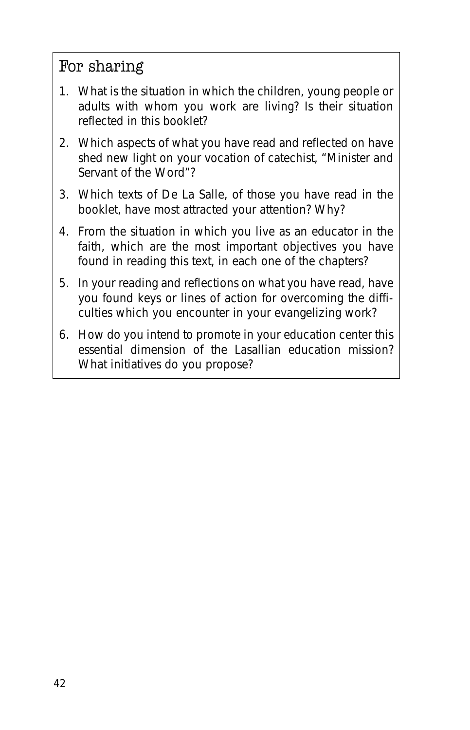## For sharing

1. What is the situation in which the children, young people or adults with whom you work are living? Is their situation reflected in this booklet?
2. Which aspects of what you have read and reflected on have shed new light on your vocation of catechist, "Minister and Servant of the Word"?
3. Which texts of De La Salle, of those you have read in the booklet, have most attracted your attention? Why?
4. From the situation in which you live as an educator in the faith, which are the most important objectives you have found in reading this text, in each one of the chapters?
5. In your reading and reflections on what you have read, have you found keys or lines of action for overcoming the difficulties which you encounter in your evangelizing work?
6. How do you intend to promote in your education center this essential dimension of the Lasallian education mission? What initiatives do you propose?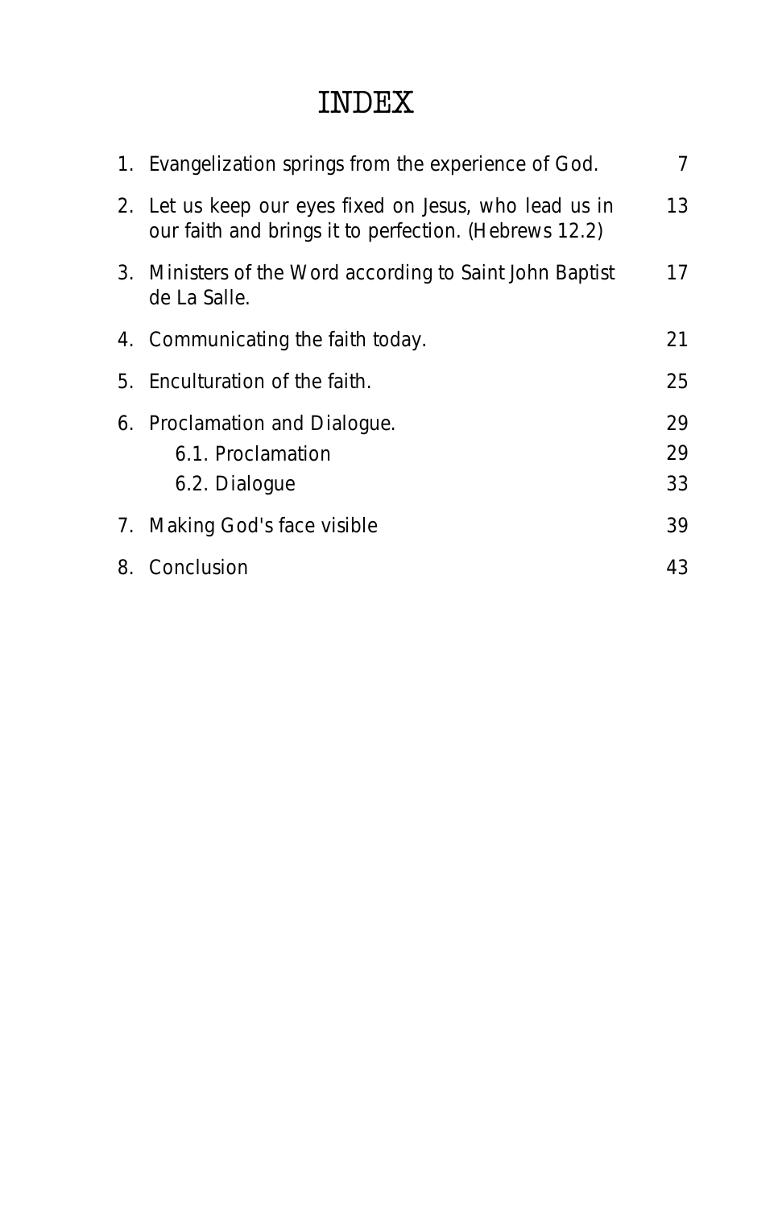# INDEX

1. Evangelization springs from the experience of God. 7
2. Let us keep our eyes fixed on Jesus, who lead us in our faith and brings it to perfection. (Hebrews 12.2) 13
3. Ministers of the Word according to Saint John Baptist de La Salle. 17
4. Communicating the faith today. 21
5. Enculturation of the faith. 25
6. Proclamation and Dialogue. 29
   - 6.1. Proclamation 29
   - 6.2. Dialogue 33
7. Making God's face visible 39
8. Conclusion 43